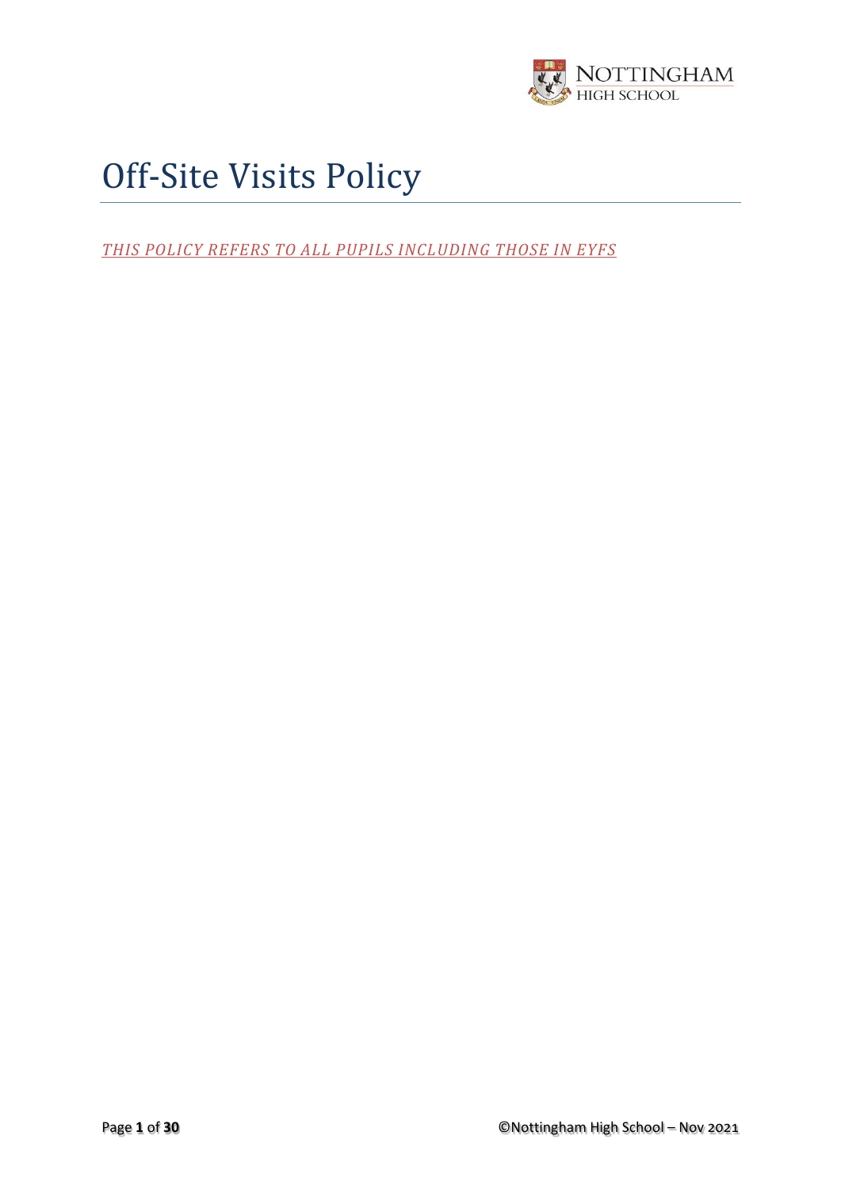# Off-Site Visits Policy

*THIS POLICY REFERS TO ALL PUPILS INCLUDING THOSE IN EYFS*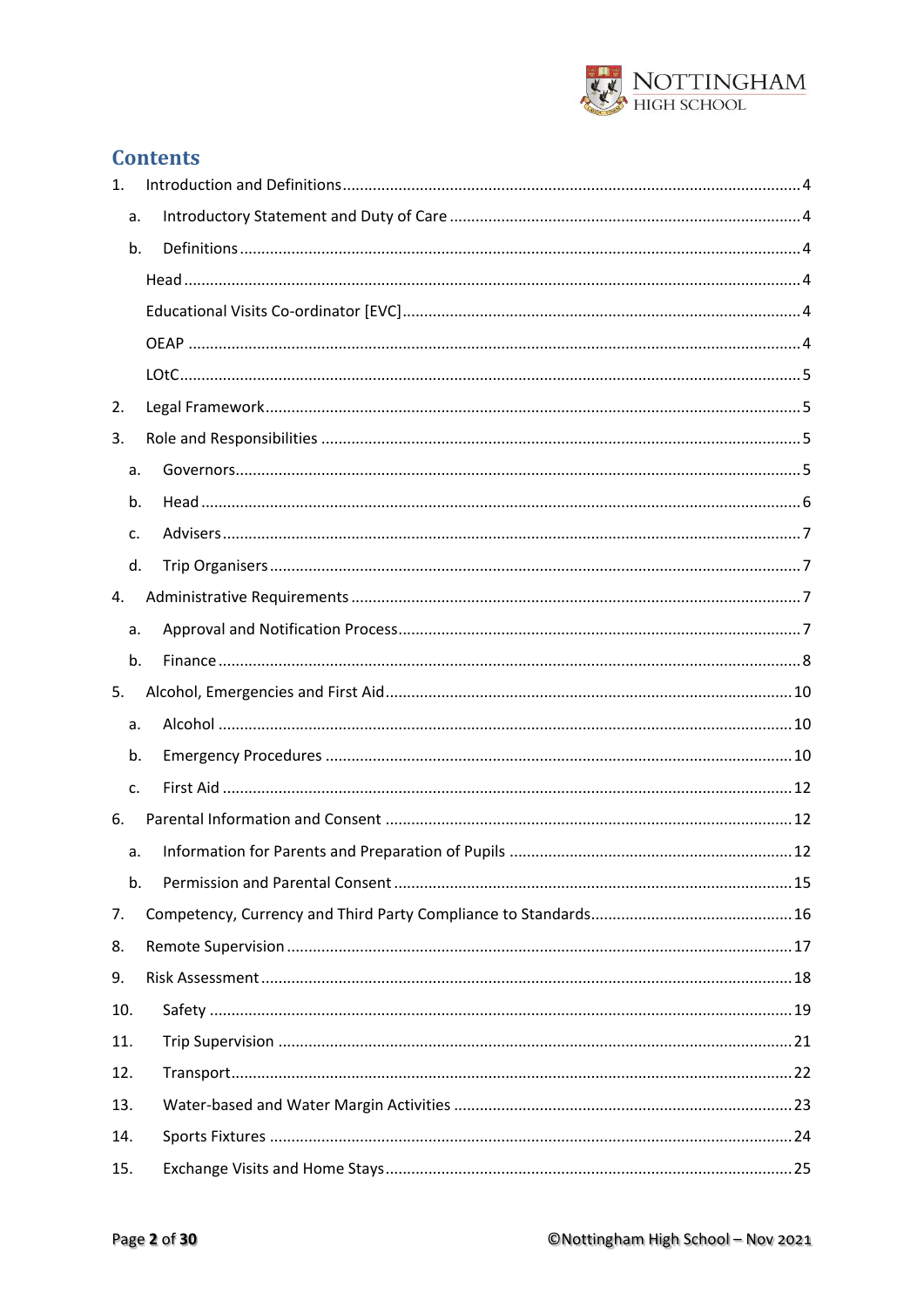## Contents

1. Introduction and Definitions ..... 4
   a. Introductory Statement and Duty of Care ..... 4
   b. Definitions ..... 4
      Head ..... 4
      Educational Visits Co-ordinator [EVC] ..... 4
      OEAP ..... 4
      LOtC ..... 5
2. Legal Framework ..... 5
3. Role and Responsibilities ..... 5
   a. Governors ..... 5
   b. Head ..... 6
   c. Advisers ..... 7
   d. Trip Organisers ..... 7
4. Administrative Requirements ..... 7
   a. Approval and Notification Process ..... 7
   b. Finance ..... 8
5. Alcohol, Emergencies and First Aid ..... 10
   a. Alcohol ..... 10
   b. Emergency Procedures ..... 10
   c. First Aid ..... 12
6. Parental Information and Consent ..... 12
   a. Information for Parents and Preparation of Pupils ..... 12
   b. Permission and Parental Consent ..... 15
7. Competency, Currency and Third Party Compliance to Standards ..... 16
8. Remote Supervision ..... 17
9. Risk Assessment ..... 18
10. Safety ..... 19
11. Trip Supervision ..... 21
12. Transport ..... 22
13. Water-based and Water Margin Activities ..... 23
14. Sports Fixtures ..... 24
15. Exchange Visits and Home Stays ..... 25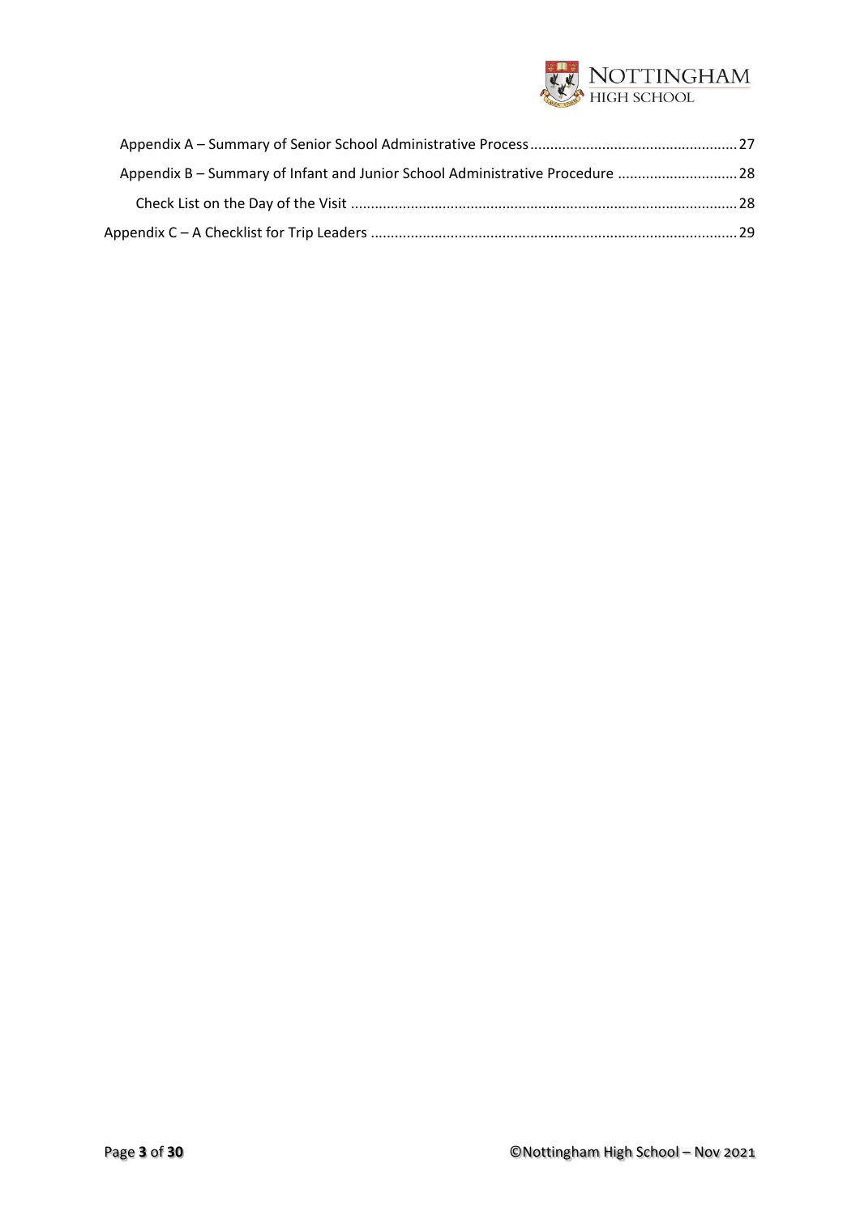- Appendix A – Summary of Senior School Administrative Process ... 27
- Appendix B – Summary of Infant and Junior School Administrative Procedure ... 28
  - Check List on the Day of the Visit ... 28

Appendix C – A Checklist for Trip Leaders ... 29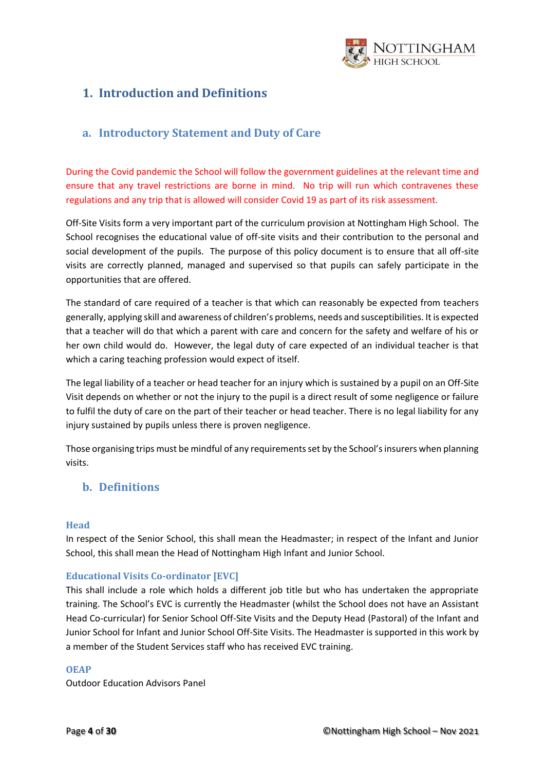# 1. Introduction and Definitions

## a. Introductory Statement and Duty of Care

During the Covid pandemic the School will follow the government guidelines at the relevant time and ensure that any travel restrictions are borne in mind. No trip will run which contravenes these regulations and any trip that is allowed will consider Covid 19 as part of its risk assessment.

Off-Site Visits form a very important part of the curriculum provision at Nottingham High School. The School recognises the educational value of off-site visits and their contribution to the personal and social development of the pupils. The purpose of this policy document is to ensure that all off-site visits are correctly planned, managed and supervised so that pupils can safely participate in the opportunities that are offered.

The standard of care required of a teacher is that which can reasonably be expected from teachers generally, applying skill and awareness of children's problems, needs and susceptibilities. It is expected that a teacher will do that which a parent with care and concern for the safety and welfare of his or her own child would do. However, the legal duty of care expected of an individual teacher is that which a caring teaching profession would expect of itself.

The legal liability of a teacher or head teacher for an injury which is sustained by a pupil on an Off-Site Visit depends on whether or not the injury to the pupil is a direct result of some negligence or failure to fulfil the duty of care on the part of their teacher or head teacher. There is no legal liability for any injury sustained by pupils unless there is proven negligence.

Those organising trips must be mindful of any requirements set by the School's insurers when planning visits.

## b. Definitions

### Head

In respect of the Senior School, this shall mean the Headmaster; in respect of the Infant and Junior School, this shall mean the Head of Nottingham High Infant and Junior School.

### Educational Visits Co-ordinator [EVC]

This shall include a role which holds a different job title but who has undertaken the appropriate training. The School's EVC is currently the Headmaster (whilst the School does not have an Assistant Head Co-curricular) for Senior School Off-Site Visits and the Deputy Head (Pastoral) of the Infant and Junior School for Infant and Junior School Off-Site Visits. The Headmaster is supported in this work by a member of the Student Services staff who has received EVC training.

### OEAP

Outdoor Education Advisors Panel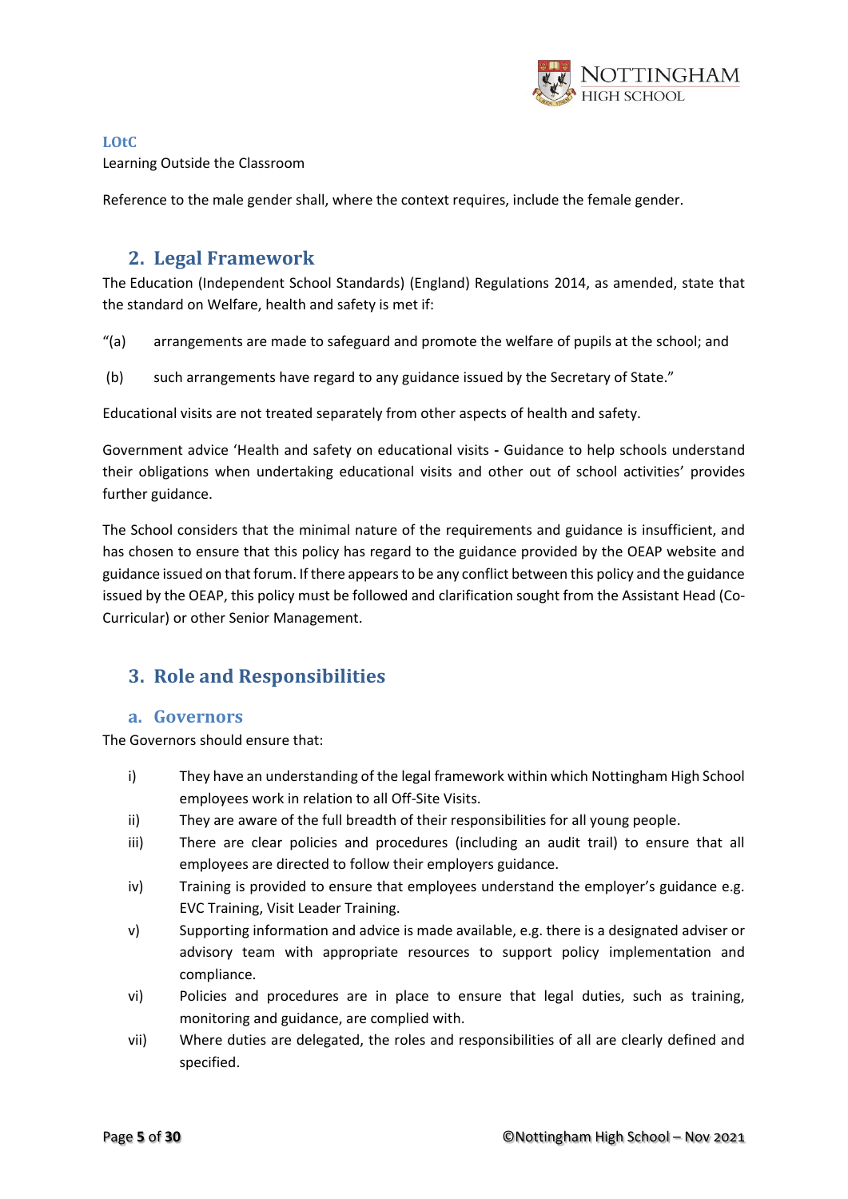**LOtC**

Learning Outside the Classroom

Reference to the male gender shall, where the context requires, include the female gender.

## 2. Legal Framework

The Education (Independent School Standards) (England) Regulations 2014, as amended, state that the standard on Welfare, health and safety is met if:

“(a) arrangements are made to safeguard and promote the welfare of pupils at the school; and

(b) such arrangements have regard to any guidance issued by the Secretary of State.”

Educational visits are not treated separately from other aspects of health and safety.

Government advice ‘Health and safety on educational visits - Guidance to help schools understand their obligations when undertaking educational visits and other out of school activities’ provides further guidance.

The School considers that the minimal nature of the requirements and guidance is insufficient, and has chosen to ensure that this policy has regard to the guidance provided by the OEAP website and guidance issued on that forum. If there appears to be any conflict between this policy and the guidance issued by the OEAP, this policy must be followed and clarification sought from the Assistant Head (Co-Curricular) or other Senior Management.

## 3. Role and Responsibilities

### a. Governors

The Governors should ensure that:

i) They have an understanding of the legal framework within which Nottingham High School employees work in relation to all Off-Site Visits.

ii) They are aware of the full breadth of their responsibilities for all young people.

iii) There are clear policies and procedures (including an audit trail) to ensure that all employees are directed to follow their employers guidance.

iv) Training is provided to ensure that employees understand the employer’s guidance e.g. EVC Training, Visit Leader Training.

v) Supporting information and advice is made available, e.g. there is a designated adviser or advisory team with appropriate resources to support policy implementation and compliance.

vi) Policies and procedures are in place to ensure that legal duties, such as training, monitoring and guidance, are complied with.

vii) Where duties are delegated, the roles and responsibilities of all are clearly defined and specified.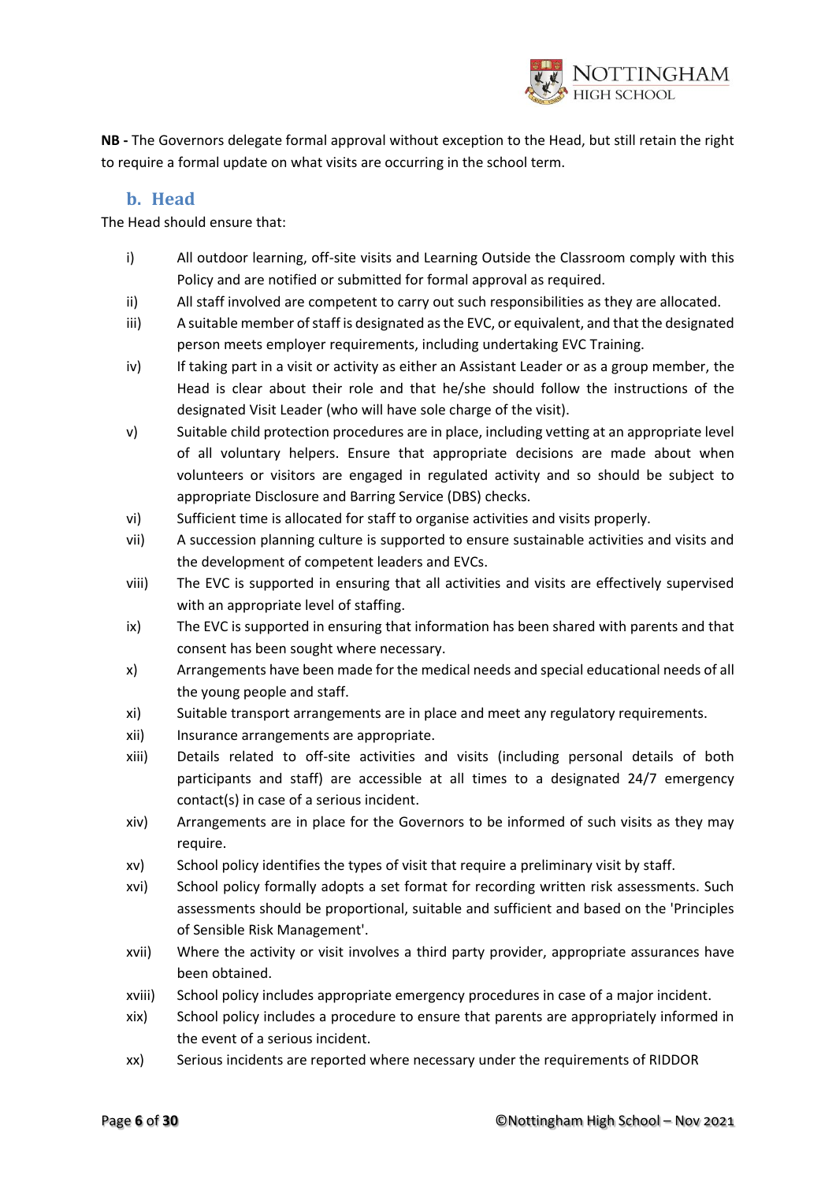**NB -** The Governors delegate formal approval without exception to the Head, but still retain the right to require a formal update on what visits are occurring in the school term.

### b. Head

The Head should ensure that:

i) All outdoor learning, off-site visits and Learning Outside the Classroom comply with this Policy and are notified or submitted for formal approval as required.

ii) All staff involved are competent to carry out such responsibilities as they are allocated.

iii) A suitable member of staff is designated as the EVC, or equivalent, and that the designated person meets employer requirements, including undertaking EVC Training.

iv) If taking part in a visit or activity as either an Assistant Leader or as a group member, the Head is clear about their role and that he/she should follow the instructions of the designated Visit Leader (who will have sole charge of the visit).

v) Suitable child protection procedures are in place, including vetting at an appropriate level of all voluntary helpers. Ensure that appropriate decisions are made about when volunteers or visitors are engaged in regulated activity and so should be subject to appropriate Disclosure and Barring Service (DBS) checks.

vi) Sufficient time is allocated for staff to organise activities and visits properly.

vii) A succession planning culture is supported to ensure sustainable activities and visits and the development of competent leaders and EVCs.

viii) The EVC is supported in ensuring that all activities and visits are effectively supervised with an appropriate level of staffing.

ix) The EVC is supported in ensuring that information has been shared with parents and that consent has been sought where necessary.

x) Arrangements have been made for the medical needs and special educational needs of all the young people and staff.

xi) Suitable transport arrangements are in place and meet any regulatory requirements.

xii) Insurance arrangements are appropriate.

xiii) Details related to off-site activities and visits (including personal details of both participants and staff) are accessible at all times to a designated 24/7 emergency contact(s) in case of a serious incident.

xiv) Arrangements are in place for the Governors to be informed of such visits as they may require.

xv) School policy identifies the types of visit that require a preliminary visit by staff.

xvi) School policy formally adopts a set format for recording written risk assessments. Such assessments should be proportional, suitable and sufficient and based on the 'Principles of Sensible Risk Management'.

xvii) Where the activity or visit involves a third party provider, appropriate assurances have been obtained.

xviii) School policy includes appropriate emergency procedures in case of a major incident.

xix) School policy includes a procedure to ensure that parents are appropriately informed in the event of a serious incident.

xx) Serious incidents are reported where necessary under the requirements of RIDDOR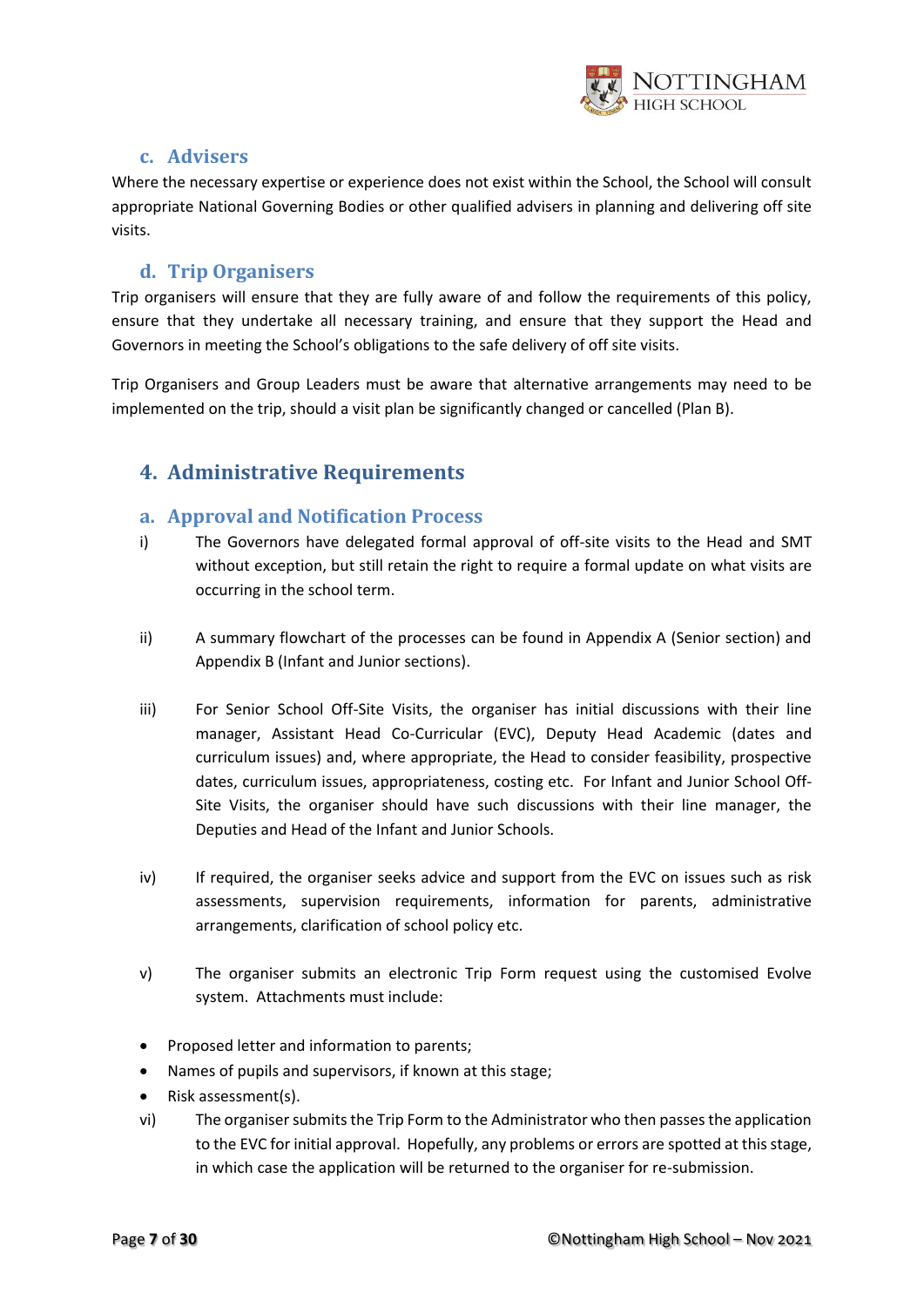### c. Advisers

Where the necessary expertise or experience does not exist within the School, the School will consult appropriate National Governing Bodies or other qualified advisers in planning and delivering off site visits.

### d. Trip Organisers

Trip organisers will ensure that they are fully aware of and follow the requirements of this policy, ensure that they undertake all necessary training, and ensure that they support the Head and Governors in meeting the School's obligations to the safe delivery of off site visits.

Trip Organisers and Group Leaders must be aware that alternative arrangements may need to be implemented on the trip, should a visit plan be significantly changed or cancelled (Plan B).

## 4. Administrative Requirements

### a. Approval and Notification Process

i) The Governors have delegated formal approval of off-site visits to the Head and SMT without exception, but still retain the right to require a formal update on what visits are occurring in the school term.

ii) A summary flowchart of the processes can be found in Appendix A (Senior section) and Appendix B (Infant and Junior sections).

iii) For Senior School Off-Site Visits, the organiser has initial discussions with their line manager, Assistant Head Co-Curricular (EVC), Deputy Head Academic (dates and curriculum issues) and, where appropriate, the Head to consider feasibility, prospective dates, curriculum issues, appropriateness, costing etc. For Infant and Junior School Off-Site Visits, the organiser should have such discussions with their line manager, the Deputies and Head of the Infant and Junior Schools.

iv) If required, the organiser seeks advice and support from the EVC on issues such as risk assessments, supervision requirements, information for parents, administrative arrangements, clarification of school policy etc.

v) The organiser submits an electronic Trip Form request using the customised Evolve system. Attachments must include:

- Proposed letter and information to parents;
- Names of pupils and supervisors, if known at this stage;
- Risk assessment(s).

vi) The organiser submits the Trip Form to the Administrator who then passes the application to the EVC for initial approval. Hopefully, any problems or errors are spotted at this stage, in which case the application will be returned to the organiser for re-submission.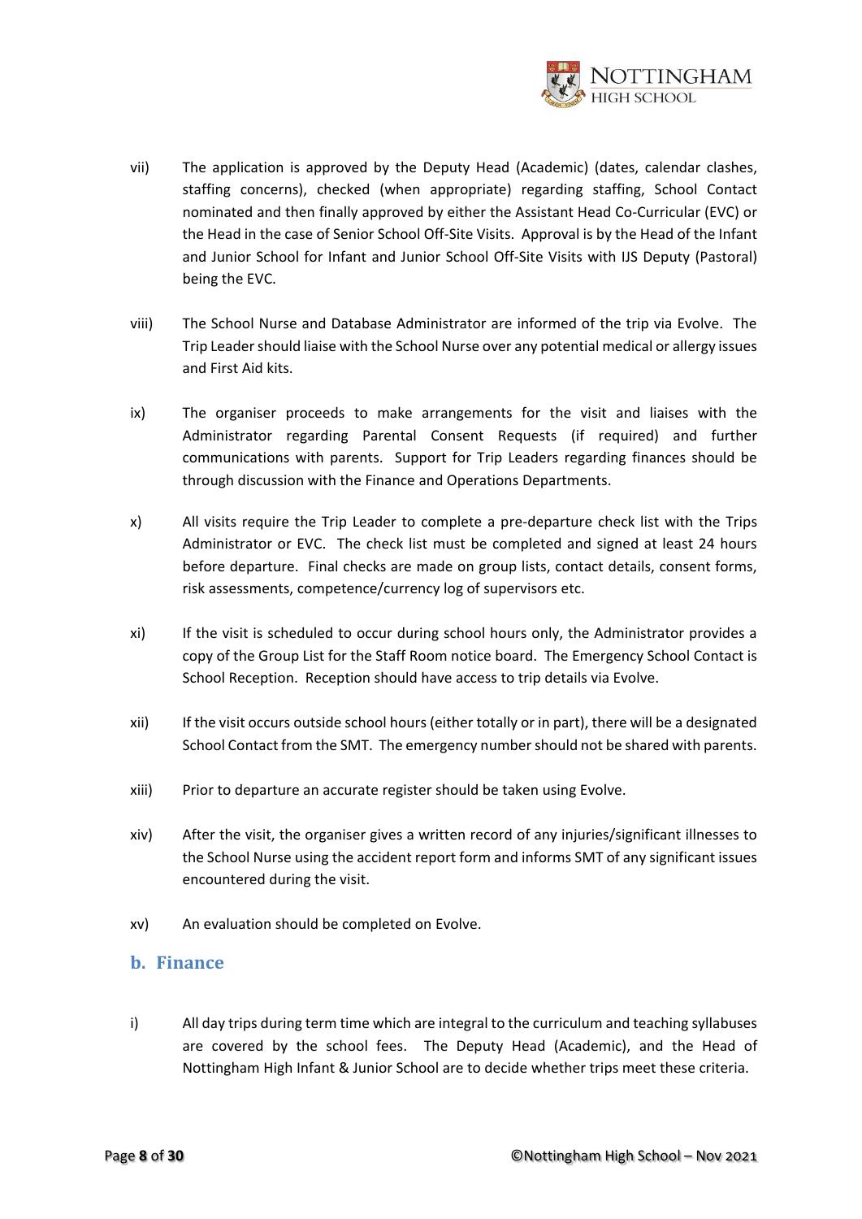vii) The application is approved by the Deputy Head (Academic) (dates, calendar clashes, staffing concerns), checked (when appropriate) regarding staffing, School Contact nominated and then finally approved by either the Assistant Head Co-Curricular (EVC) or the Head in the case of Senior School Off-Site Visits. Approval is by the Head of the Infant and Junior School for Infant and Junior School Off-Site Visits with IJS Deputy (Pastoral) being the EVC.

viii) The School Nurse and Database Administrator are informed of the trip via Evolve. The Trip Leader should liaise with the School Nurse over any potential medical or allergy issues and First Aid kits.

ix) The organiser proceeds to make arrangements for the visit and liaises with the Administrator regarding Parental Consent Requests (if required) and further communications with parents. Support for Trip Leaders regarding finances should be through discussion with the Finance and Operations Departments.

x) All visits require the Trip Leader to complete a pre-departure check list with the Trips Administrator or EVC. The check list must be completed and signed at least 24 hours before departure. Final checks are made on group lists, contact details, consent forms, risk assessments, competence/currency log of supervisors etc.

xi) If the visit is scheduled to occur during school hours only, the Administrator provides a copy of the Group List for the Staff Room notice board. The Emergency School Contact is School Reception. Reception should have access to trip details via Evolve.

xii) If the visit occurs outside school hours (either totally or in part), there will be a designated School Contact from the SMT. The emergency number should not be shared with parents.

xiii) Prior to departure an accurate register should be taken using Evolve.

xiv) After the visit, the organiser gives a written record of any injuries/significant illnesses to the School Nurse using the accident report form and informs SMT of any significant issues encountered during the visit.

xv) An evaluation should be completed on Evolve.

## b. Finance

i) All day trips during term time which are integral to the curriculum and teaching syllabuses are covered by the school fees. The Deputy Head (Academic), and the Head of Nottingham High Infant & Junior School are to decide whether trips meet these criteria.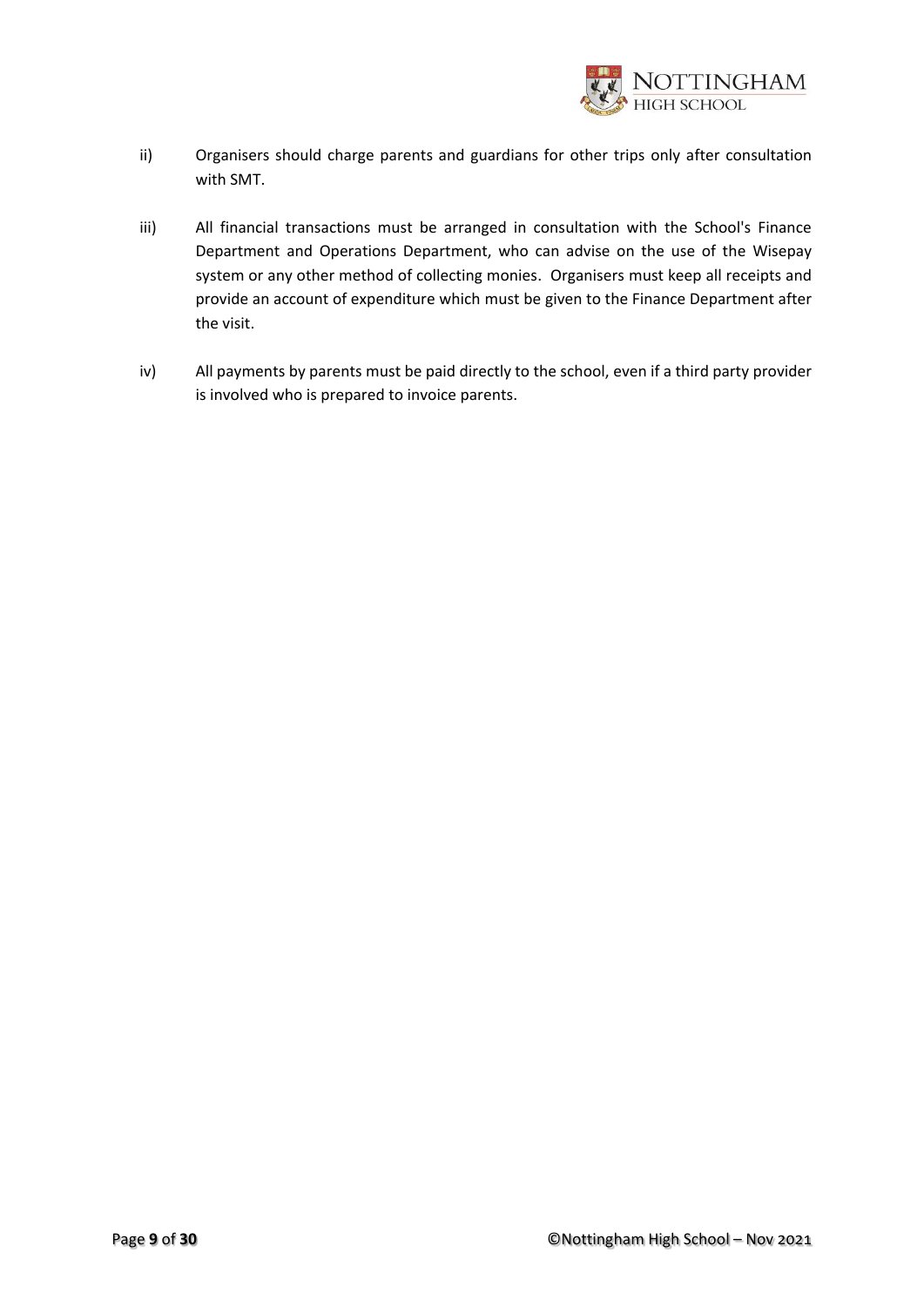ii) Organisers should charge parents and guardians for other trips only after consultation with SMT.

iii) All financial transactions must be arranged in consultation with the School's Finance Department and Operations Department, who can advise on the use of the Wisepay system or any other method of collecting monies. Organisers must keep all receipts and provide an account of expenditure which must be given to the Finance Department after the visit.

iv) All payments by parents must be paid directly to the school, even if a third party provider is involved who is prepared to invoice parents.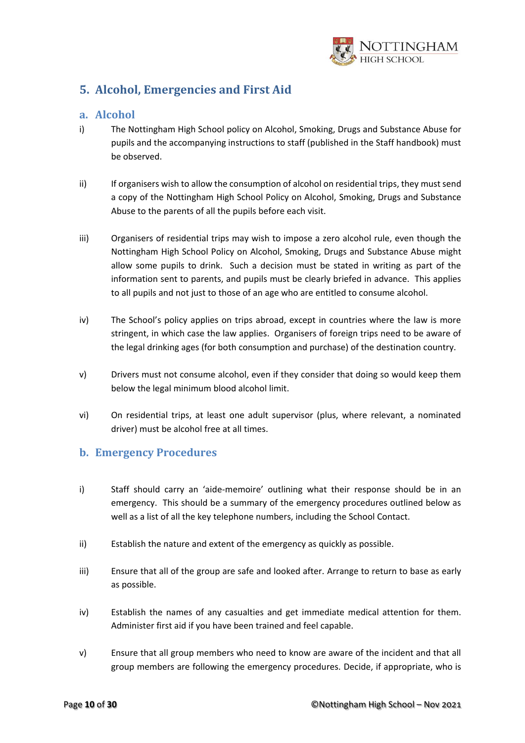## 5. Alcohol, Emergencies and First Aid

### a. Alcohol

i) The Nottingham High School policy on Alcohol, Smoking, Drugs and Substance Abuse for pupils and the accompanying instructions to staff (published in the Staff handbook) must be observed.

ii) If organisers wish to allow the consumption of alcohol on residential trips, they must send a copy of the Nottingham High School Policy on Alcohol, Smoking, Drugs and Substance Abuse to the parents of all the pupils before each visit.

iii) Organisers of residential trips may wish to impose a zero alcohol rule, even though the Nottingham High School Policy on Alcohol, Smoking, Drugs and Substance Abuse might allow some pupils to drink. Such a decision must be stated in writing as part of the information sent to parents, and pupils must be clearly briefed in advance. This applies to all pupils and not just to those of an age who are entitled to consume alcohol.

iv) The School's policy applies on trips abroad, except in countries where the law is more stringent, in which case the law applies. Organisers of foreign trips need to be aware of the legal drinking ages (for both consumption and purchase) of the destination country.

v) Drivers must not consume alcohol, even if they consider that doing so would keep them below the legal minimum blood alcohol limit.

vi) On residential trips, at least one adult supervisor (plus, where relevant, a nominated driver) must be alcohol free at all times.

### b. Emergency Procedures

i) Staff should carry an 'aide-memoire' outlining what their response should be in an emergency. This should be a summary of the emergency procedures outlined below as well as a list of all the key telephone numbers, including the School Contact.

ii) Establish the nature and extent of the emergency as quickly as possible.

iii) Ensure that all of the group are safe and looked after. Arrange to return to base as early as possible.

iv) Establish the names of any casualties and get immediate medical attention for them. Administer first aid if you have been trained and feel capable.

v) Ensure that all group members who need to know are aware of the incident and that all group members are following the emergency procedures. Decide, if appropriate, who is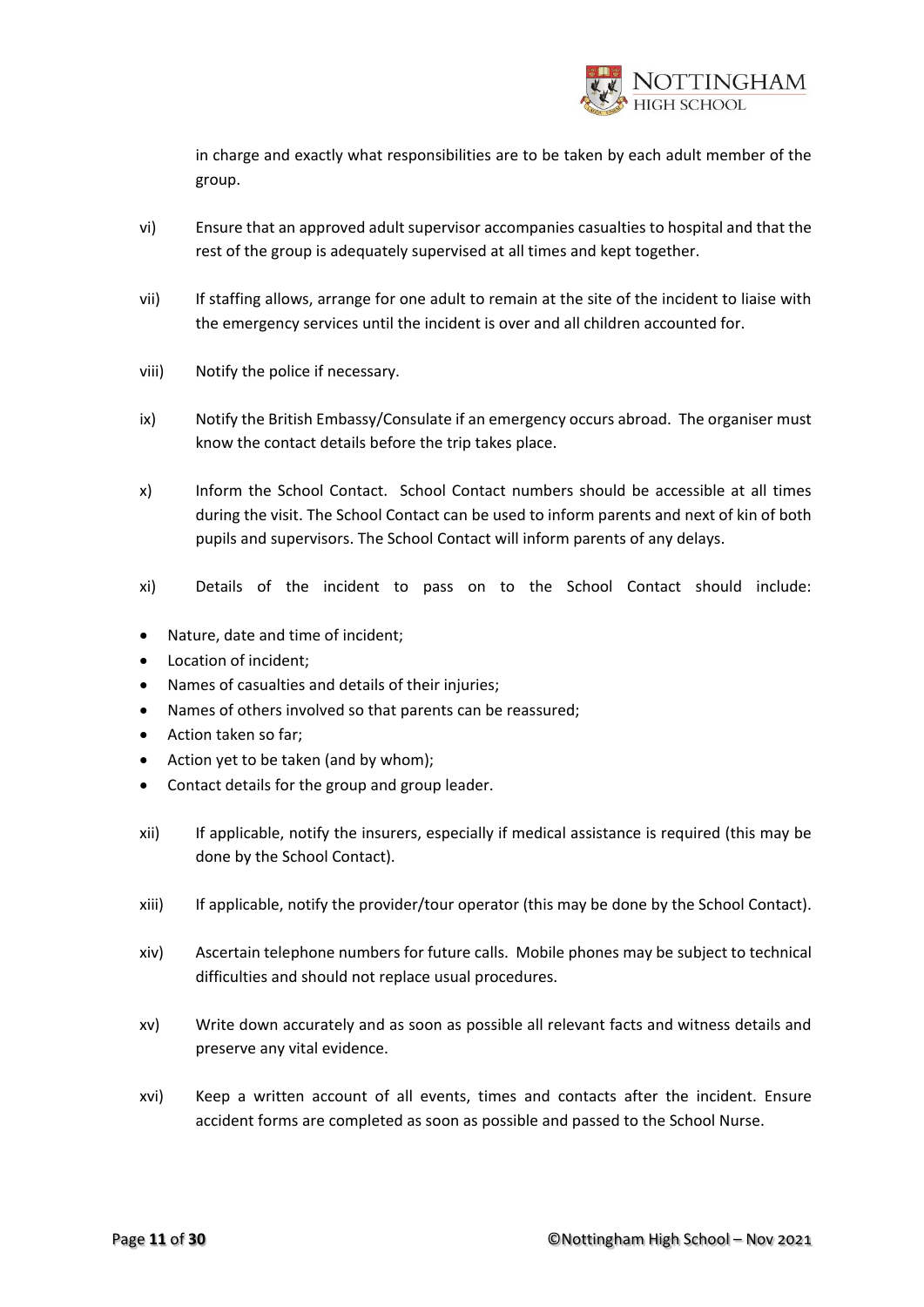in charge and exactly what responsibilities are to be taken by each adult member of the group.

vi) Ensure that an approved adult supervisor accompanies casualties to hospital and that the rest of the group is adequately supervised at all times and kept together.

vii) If staffing allows, arrange for one adult to remain at the site of the incident to liaise with the emergency services until the incident is over and all children accounted for.

viii) Notify the police if necessary.

ix) Notify the British Embassy/Consulate if an emergency occurs abroad. The organiser must know the contact details before the trip takes place.

x) Inform the School Contact. School Contact numbers should be accessible at all times during the visit. The School Contact can be used to inform parents and next of kin of both pupils and supervisors. The School Contact will inform parents of any delays.

xi) Details of the incident to pass on to the School Contact should include:

- Nature, date and time of incident;
- Location of incident;
- Names of casualties and details of their injuries;
- Names of others involved so that parents can be reassured;
- Action taken so far;
- Action yet to be taken (and by whom);
- Contact details for the group and group leader.

xii) If applicable, notify the insurers, especially if medical assistance is required (this may be done by the School Contact).

xiii) If applicable, notify the provider/tour operator (this may be done by the School Contact).

xiv) Ascertain telephone numbers for future calls. Mobile phones may be subject to technical difficulties and should not replace usual procedures.

xv) Write down accurately and as soon as possible all relevant facts and witness details and preserve any vital evidence.

xvi) Keep a written account of all events, times and contacts after the incident. Ensure accident forms are completed as soon as possible and passed to the School Nurse.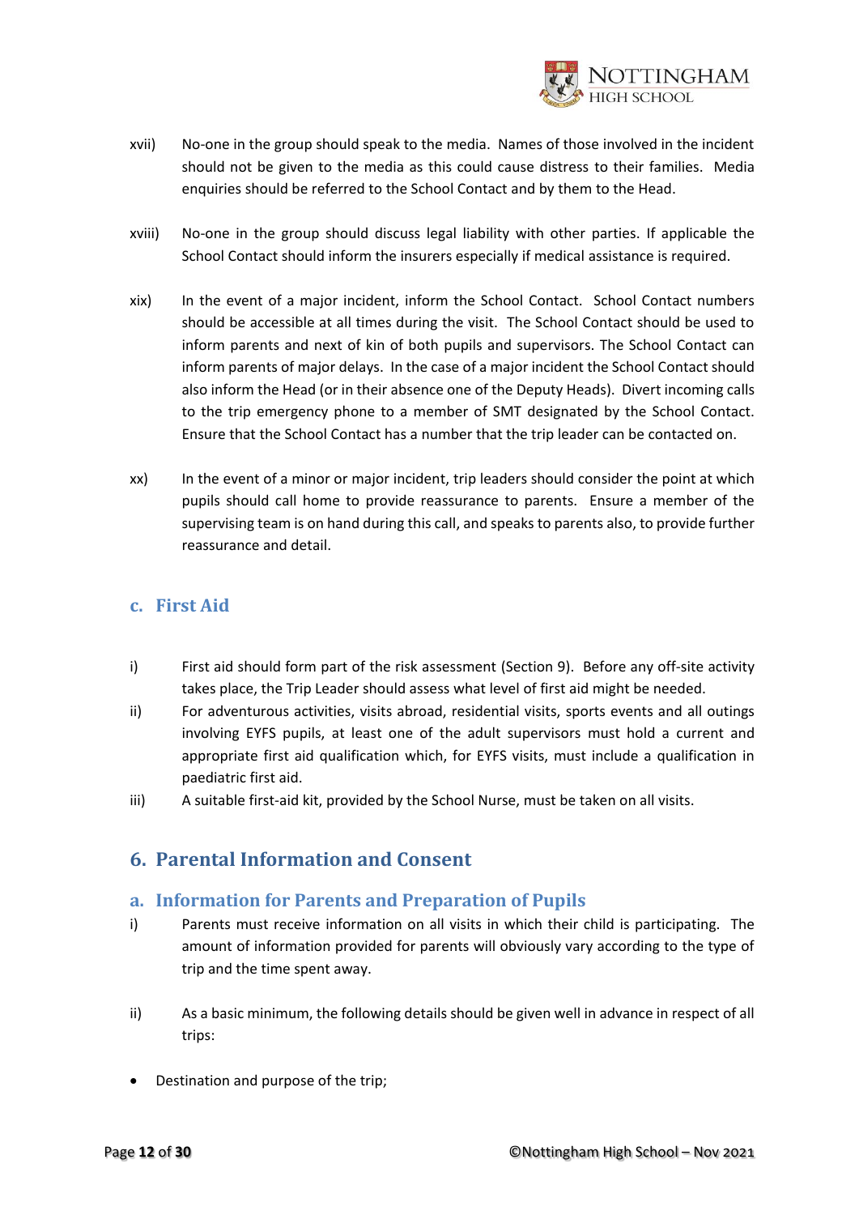xvii) No-one in the group should speak to the media. Names of those involved in the incident should not be given to the media as this could cause distress to their families. Media enquiries should be referred to the School Contact and by them to the Head.

xviii) No-one in the group should discuss legal liability with other parties. If applicable the School Contact should inform the insurers especially if medical assistance is required.

xix) In the event of a major incident, inform the School Contact. School Contact numbers should be accessible at all times during the visit. The School Contact should be used to inform parents and next of kin of both pupils and supervisors. The School Contact can inform parents of major delays. In the case of a major incident the School Contact should also inform the Head (or in their absence one of the Deputy Heads). Divert incoming calls to the trip emergency phone to a member of SMT designated by the School Contact. Ensure that the School Contact has a number that the trip leader can be contacted on.

xx) In the event of a minor or major incident, trip leaders should consider the point at which pupils should call home to provide reassurance to parents. Ensure a member of the supervising team is on hand during this call, and speaks to parents also, to provide further reassurance and detail.

### c. First Aid

i) First aid should form part of the risk assessment (Section 9). Before any off-site activity takes place, the Trip Leader should assess what level of first aid might be needed.

ii) For adventurous activities, visits abroad, residential visits, sports events and all outings involving EYFS pupils, at least one of the adult supervisors must hold a current and appropriate first aid qualification which, for EYFS visits, must include a qualification in paediatric first aid.

iii) A suitable first-aid kit, provided by the School Nurse, must be taken on all visits.

## 6. Parental Information and Consent

### a. Information for Parents and Preparation of Pupils

i) Parents must receive information on all visits in which their child is participating. The amount of information provided for parents will obviously vary according to the type of trip and the time spent away.

ii) As a basic minimum, the following details should be given well in advance in respect of all trips:

- Destination and purpose of the trip;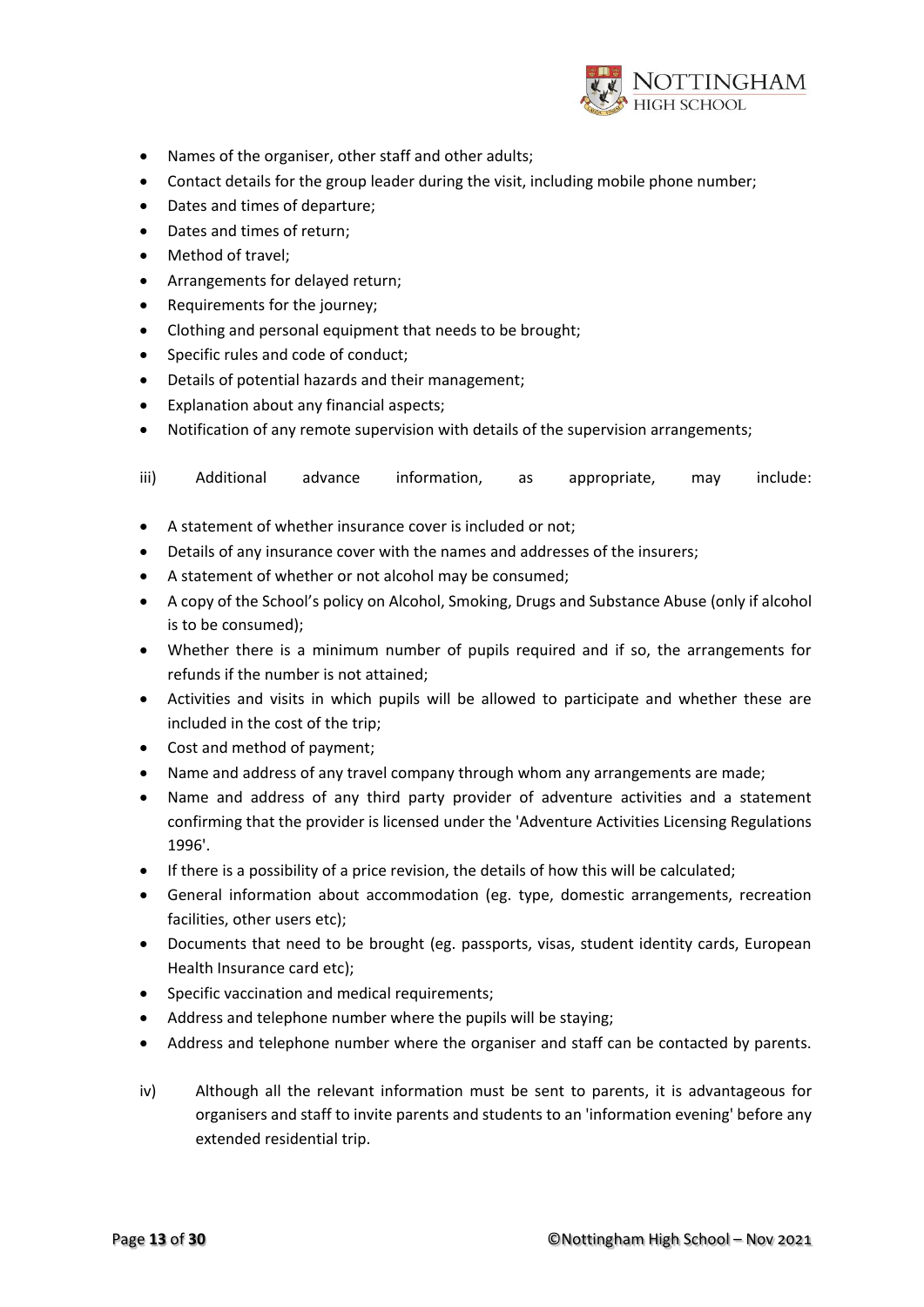- Names of the organiser, other staff and other adults;
- Contact details for the group leader during the visit, including mobile phone number;
- Dates and times of departure;
- Dates and times of return;
- Method of travel;
- Arrangements for delayed return;
- Requirements for the journey;
- Clothing and personal equipment that needs to be brought;
- Specific rules and code of conduct;
- Details of potential hazards and their management;
- Explanation about any financial aspects;
- Notification of any remote supervision with details of the supervision arrangements;

iii) Additional advance information, as appropriate, may include:

- A statement of whether insurance cover is included or not;
- Details of any insurance cover with the names and addresses of the insurers;
- A statement of whether or not alcohol may be consumed;
- A copy of the School's policy on Alcohol, Smoking, Drugs and Substance Abuse (only if alcohol is to be consumed);
- Whether there is a minimum number of pupils required and if so, the arrangements for refunds if the number is not attained;
- Activities and visits in which pupils will be allowed to participate and whether these are included in the cost of the trip;
- Cost and method of payment;
- Name and address of any travel company through whom any arrangements are made;
- Name and address of any third party provider of adventure activities and a statement confirming that the provider is licensed under the 'Adventure Activities Licensing Regulations 1996'.
- If there is a possibility of a price revision, the details of how this will be calculated;
- General information about accommodation (eg. type, domestic arrangements, recreation facilities, other users etc);
- Documents that need to be brought (eg. passports, visas, student identity cards, European Health Insurance card etc);
- Specific vaccination and medical requirements;
- Address and telephone number where the pupils will be staying;
- Address and telephone number where the organiser and staff can be contacted by parents.

iv) Although all the relevant information must be sent to parents, it is advantageous for organisers and staff to invite parents and students to an 'information evening' before any extended residential trip.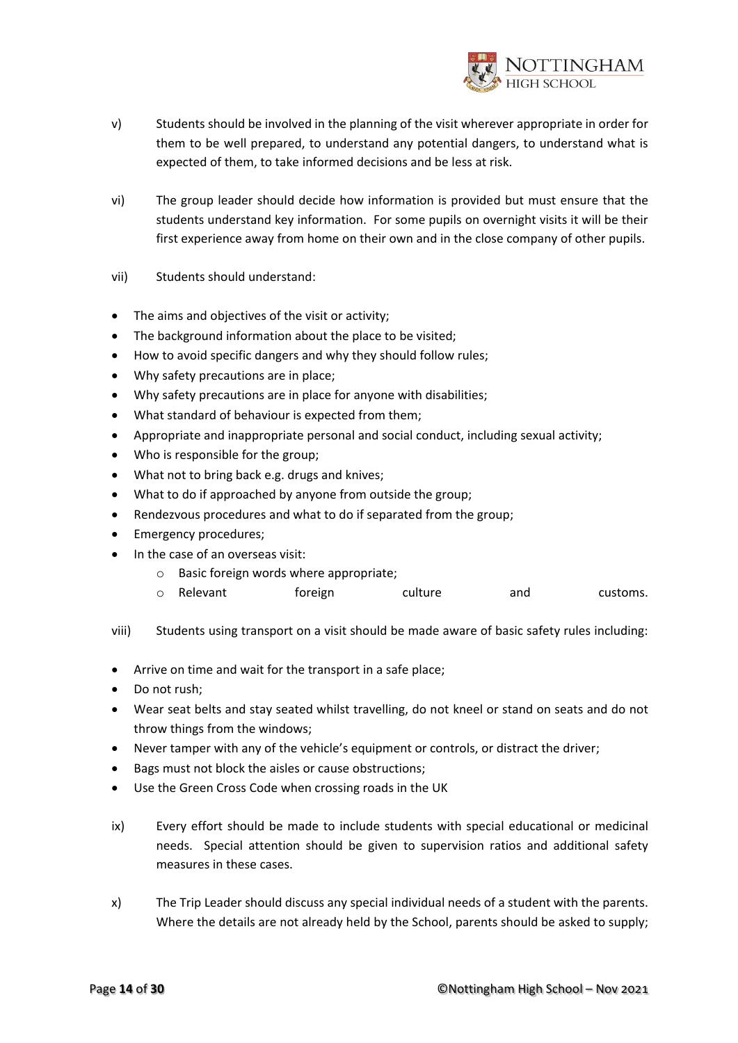v) Students should be involved in the planning of the visit wherever appropriate in order for them to be well prepared, to understand any potential dangers, to understand what is expected of them, to take informed decisions and be less at risk.

vi) The group leader should decide how information is provided but must ensure that the students understand key information. For some pupils on overnight visits it will be their first experience away from home on their own and in the close company of other pupils.

vii) Students should understand:

- The aims and objectives of the visit or activity;
- The background information about the place to be visited;
- How to avoid specific dangers and why they should follow rules;
- Why safety precautions are in place;
- Why safety precautions are in place for anyone with disabilities;
- What standard of behaviour is expected from them;
- Appropriate and inappropriate personal and social conduct, including sexual activity;
- Who is responsible for the group;
- What not to bring back e.g. drugs and knives;
- What to do if approached by anyone from outside the group;
- Rendezvous procedures and what to do if separated from the group;
- Emergency procedures;
- In the case of an overseas visit:
  - Basic foreign words where appropriate;
  - Relevant foreign culture and customs.

viii) Students using transport on a visit should be made aware of basic safety rules including:

- Arrive on time and wait for the transport in a safe place;
- Do not rush;
- Wear seat belts and stay seated whilst travelling, do not kneel or stand on seats and do not throw things from the windows;
- Never tamper with any of the vehicle's equipment or controls, or distract the driver;
- Bags must not block the aisles or cause obstructions;
- Use the Green Cross Code when crossing roads in the UK

ix) Every effort should be made to include students with special educational or medicinal needs. Special attention should be given to supervision ratios and additional safety measures in these cases.

x) The Trip Leader should discuss any special individual needs of a student with the parents. Where the details are not already held by the School, parents should be asked to supply;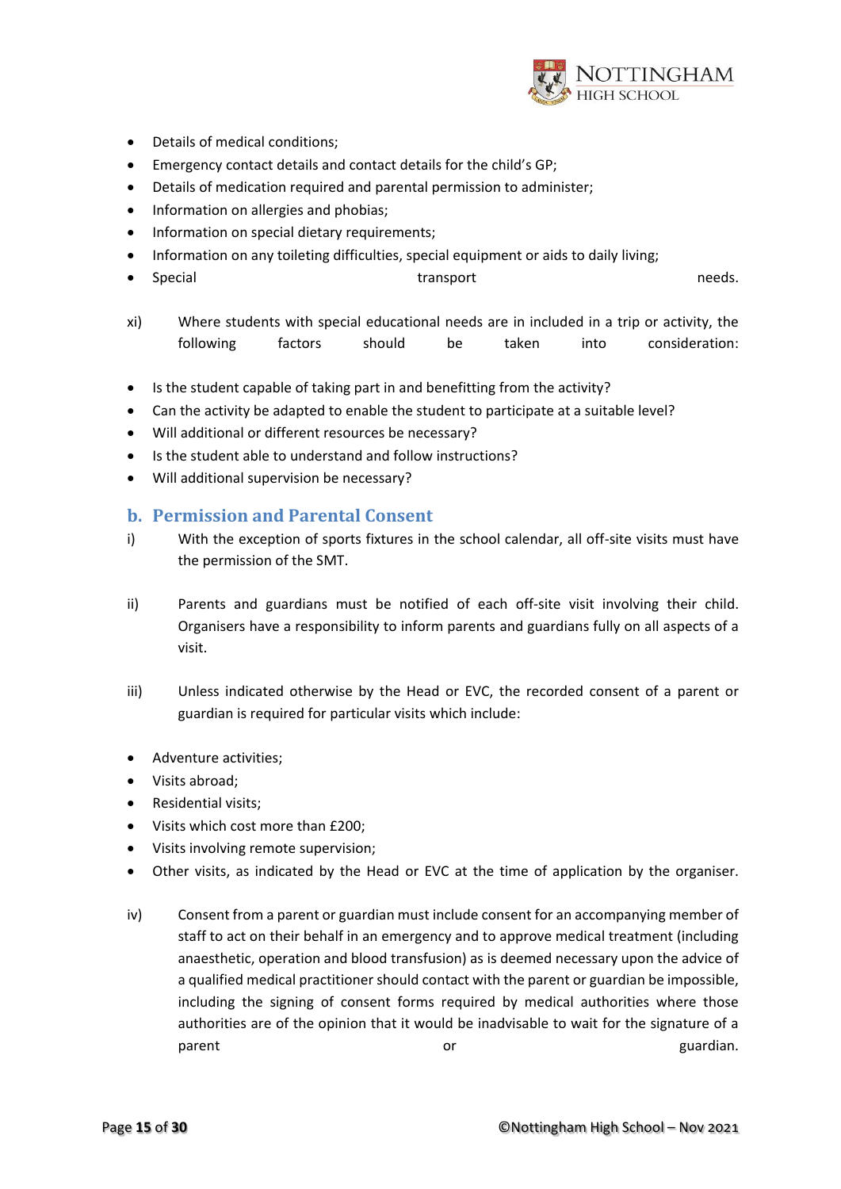- Details of medical conditions;
- Emergency contact details and contact details for the child's GP;
- Details of medication required and parental permission to administer;
- Information on allergies and phobias;
- Information on special dietary requirements;
- Information on any toileting difficulties, special equipment or aids to daily living;
- Special transport needs.

xi) Where students with special educational needs are in included in a trip or activity, the following factors should be taken into consideration:

- Is the student capable of taking part in and benefitting from the activity?
- Can the activity be adapted to enable the student to participate at a suitable level?
- Will additional or different resources be necessary?
- Is the student able to understand and follow instructions?
- Will additional supervision be necessary?

## b. Permission and Parental Consent

i) With the exception of sports fixtures in the school calendar, all off-site visits must have the permission of the SMT.

ii) Parents and guardians must be notified of each off-site visit involving their child. Organisers have a responsibility to inform parents and guardians fully on all aspects of a visit.

iii) Unless indicated otherwise by the Head or EVC, the recorded consent of a parent or guardian is required for particular visits which include:

- Adventure activities;
- Visits abroad;
- Residential visits;
- Visits which cost more than £200;
- Visits involving remote supervision;
- Other visits, as indicated by the Head or EVC at the time of application by the organiser.

iv) Consent from a parent or guardian must include consent for an accompanying member of staff to act on their behalf in an emergency and to approve medical treatment (including anaesthetic, operation and blood transfusion) as is deemed necessary upon the advice of a qualified medical practitioner should contact with the parent or guardian be impossible, including the signing of consent forms required by medical authorities where those authorities are of the opinion that it would be inadvisable to wait for the signature of a parent or guardian.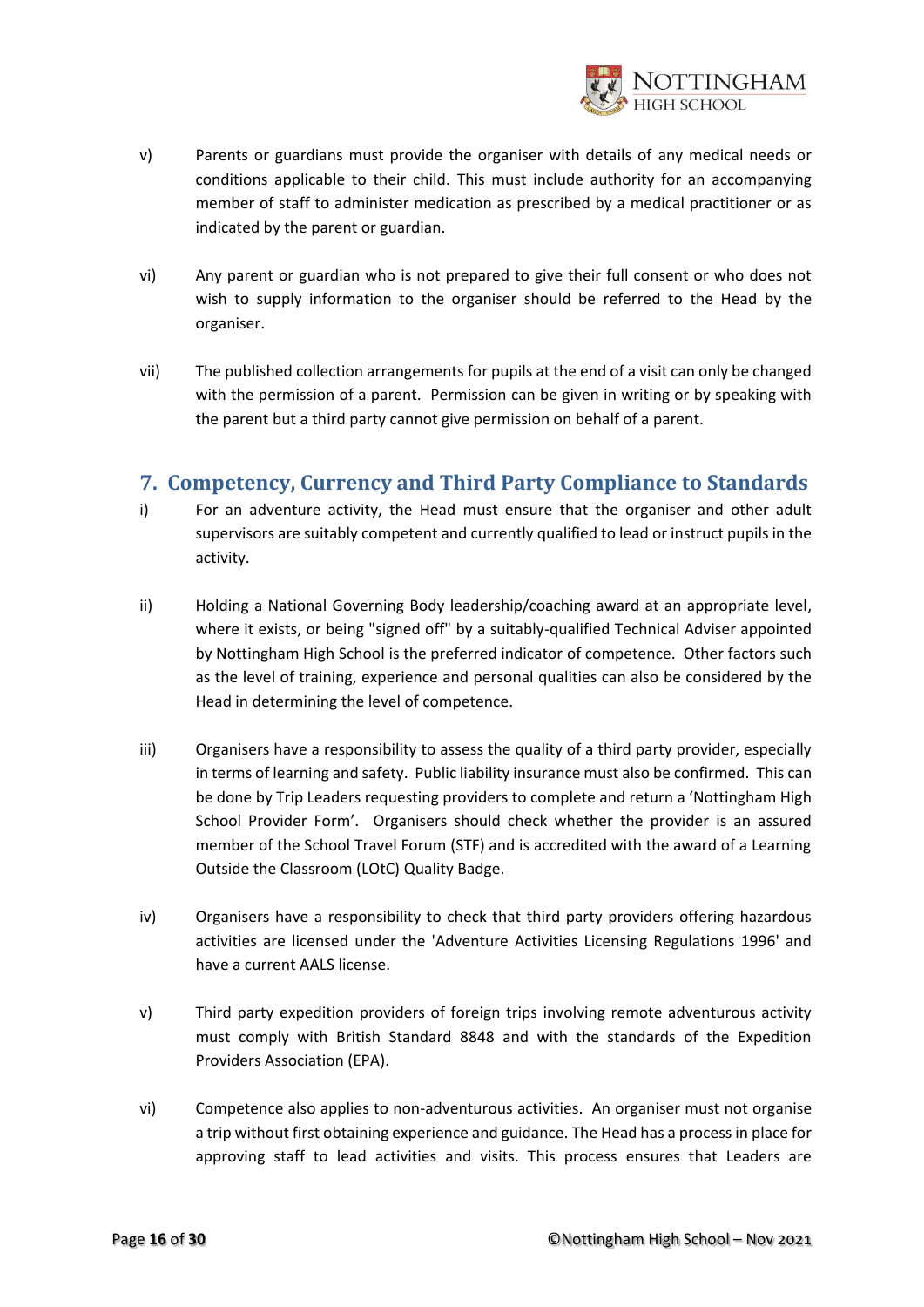v) Parents or guardians must provide the organiser with details of any medical needs or conditions applicable to their child. This must include authority for an accompanying member of staff to administer medication as prescribed by a medical practitioner or as indicated by the parent or guardian.

vi) Any parent or guardian who is not prepared to give their full consent or who does not wish to supply information to the organiser should be referred to the Head by the organiser.

vii) The published collection arrangements for pupils at the end of a visit can only be changed with the permission of a parent. Permission can be given in writing or by speaking with the parent but a third party cannot give permission on behalf of a parent.

## 7. Competency, Currency and Third Party Compliance to Standards

i) For an adventure activity, the Head must ensure that the organiser and other adult supervisors are suitably competent and currently qualified to lead or instruct pupils in the activity.

ii) Holding a National Governing Body leadership/coaching award at an appropriate level, where it exists, or being "signed off" by a suitably-qualified Technical Adviser appointed by Nottingham High School is the preferred indicator of competence. Other factors such as the level of training, experience and personal qualities can also be considered by the Head in determining the level of competence.

iii) Organisers have a responsibility to assess the quality of a third party provider, especially in terms of learning and safety. Public liability insurance must also be confirmed. This can be done by Trip Leaders requesting providers to complete and return a 'Nottingham High School Provider Form'. Organisers should check whether the provider is an assured member of the School Travel Forum (STF) and is accredited with the award of a Learning Outside the Classroom (LOtC) Quality Badge.

iv) Organisers have a responsibility to check that third party providers offering hazardous activities are licensed under the 'Adventure Activities Licensing Regulations 1996' and have a current AALS license.

v) Third party expedition providers of foreign trips involving remote adventurous activity must comply with British Standard 8848 and with the standards of the Expedition Providers Association (EPA).

vi) Competence also applies to non-adventurous activities. An organiser must not organise a trip without first obtaining experience and guidance. The Head has a process in place for approving staff to lead activities and visits. This process ensures that Leaders are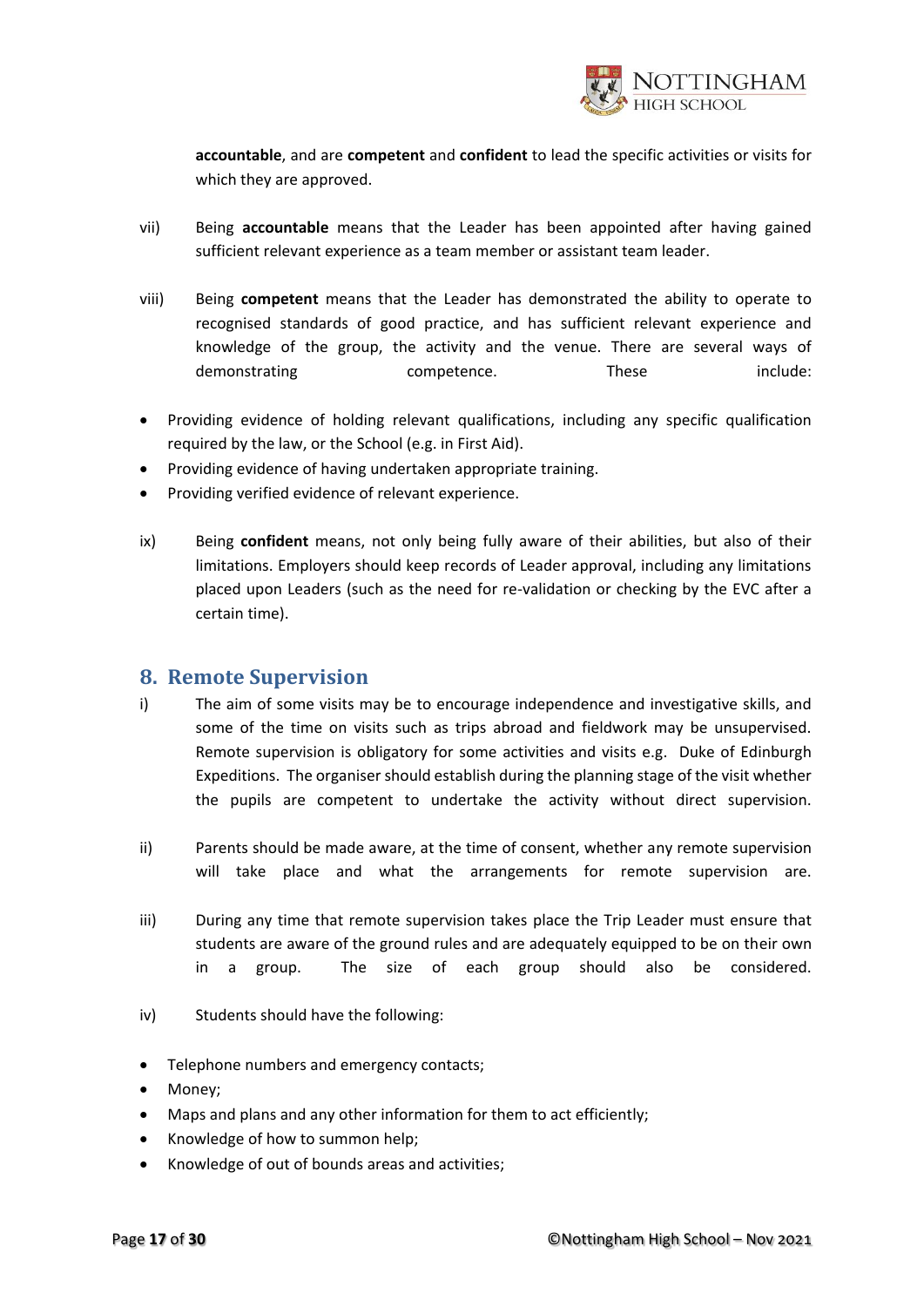**accountable**, and are **competent** and **confident** to lead the specific activities or visits for which they are approved.

vii) Being **accountable** means that the Leader has been appointed after having gained sufficient relevant experience as a team member or assistant team leader.

viii) Being **competent** means that the Leader has demonstrated the ability to operate to recognised standards of good practice, and has sufficient relevant experience and knowledge of the group, the activity and the venue. There are several ways of demonstrating competence. These include:

- Providing evidence of holding relevant qualifications, including any specific qualification required by the law, or the School (e.g. in First Aid).
- Providing evidence of having undertaken appropriate training.
- Providing verified evidence of relevant experience.

ix) Being **confident** means, not only being fully aware of their abilities, but also of their limitations. Employers should keep records of Leader approval, including any limitations placed upon Leaders (such as the need for re-validation or checking by the EVC after a certain time).

## 8. Remote Supervision

i) The aim of some visits may be to encourage independence and investigative skills, and some of the time on visits such as trips abroad and fieldwork may be unsupervised. Remote supervision is obligatory for some activities and visits e.g. Duke of Edinburgh Expeditions. The organiser should establish during the planning stage of the visit whether the pupils are competent to undertake the activity without direct supervision.

ii) Parents should be made aware, at the time of consent, whether any remote supervision will take place and what the arrangements for remote supervision are.

iii) During any time that remote supervision takes place the Trip Leader must ensure that students are aware of the ground rules and are adequately equipped to be on their own in a group. The size of each group should also be considered.

iv) Students should have the following:

- Telephone numbers and emergency contacts;
- Money;
- Maps and plans and any other information for them to act efficiently;
- Knowledge of how to summon help;
- Knowledge of out of bounds areas and activities;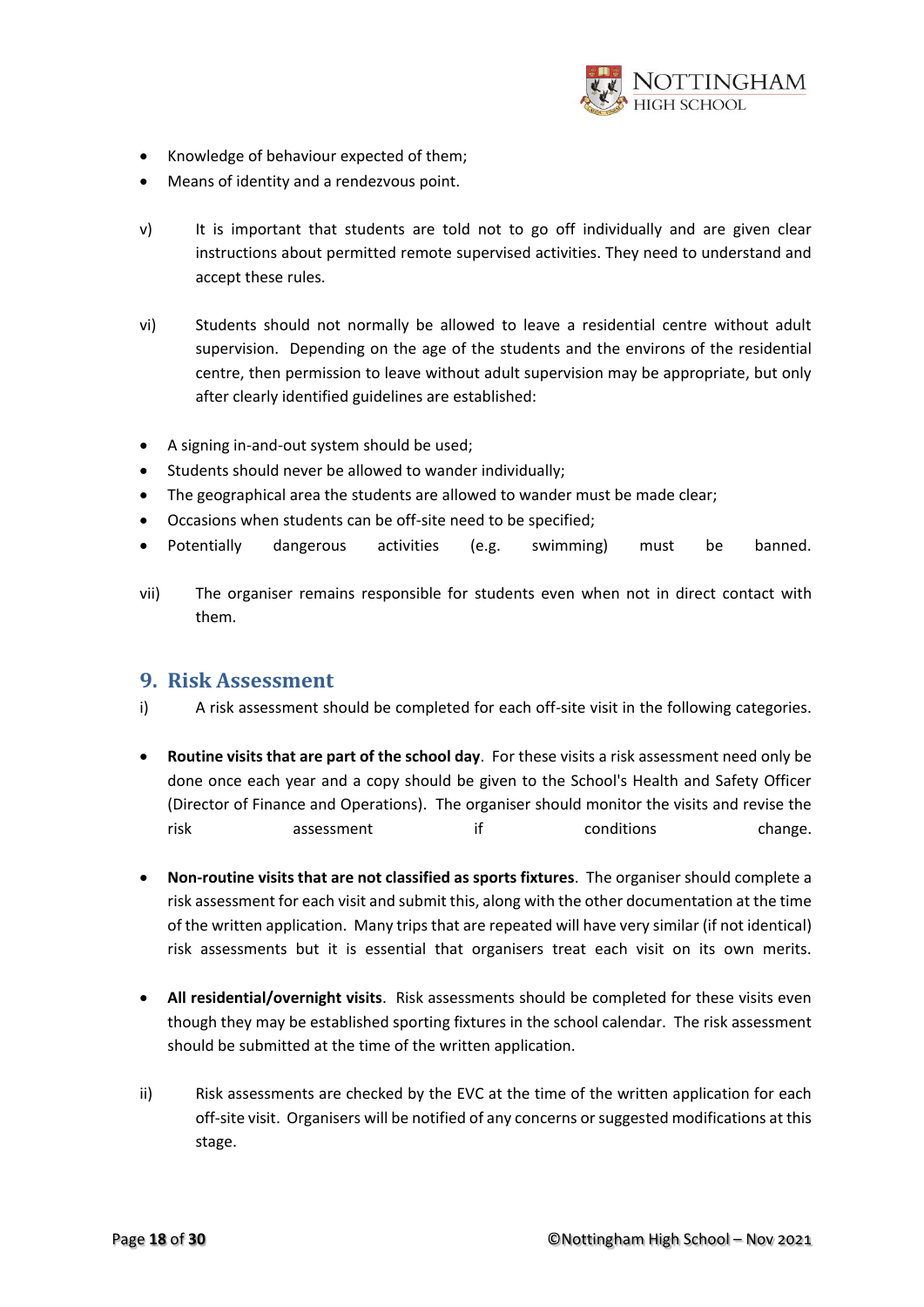- Knowledge of behaviour expected of them;
- Means of identity and a rendezvous point.

v) It is important that students are told not to go off individually and are given clear instructions about permitted remote supervised activities. They need to understand and accept these rules.

vi) Students should not normally be allowed to leave a residential centre without adult supervision. Depending on the age of the students and the environs of the residential centre, then permission to leave without adult supervision may be appropriate, but only after clearly identified guidelines are established:

- A signing in-and-out system should be used;
- Students should never be allowed to wander individually;
- The geographical area the students are allowed to wander must be made clear;
- Occasions when students can be off-site need to be specified;
- Potentially dangerous activities (e.g. swimming) must be banned.

vii) The organiser remains responsible for students even when not in direct contact with them.

## 9. Risk Assessment

i) A risk assessment should be completed for each off-site visit in the following categories.

- **Routine visits that are part of the school day**. For these visits a risk assessment need only be done once each year and a copy should be given to the School's Health and Safety Officer (Director of Finance and Operations). The organiser should monitor the visits and revise the risk assessment if conditions change.

- **Non-routine visits that are not classified as sports fixtures**. The organiser should complete a risk assessment for each visit and submit this, along with the other documentation at the time of the written application. Many trips that are repeated will have very similar (if not identical) risk assessments but it is essential that organisers treat each visit on its own merits.

- **All residential/overnight visits**. Risk assessments should be completed for these visits even though they may be established sporting fixtures in the school calendar. The risk assessment should be submitted at the time of the written application.

ii) Risk assessments are checked by the EVC at the time of the written application for each off-site visit. Organisers will be notified of any concerns or suggested modifications at this stage.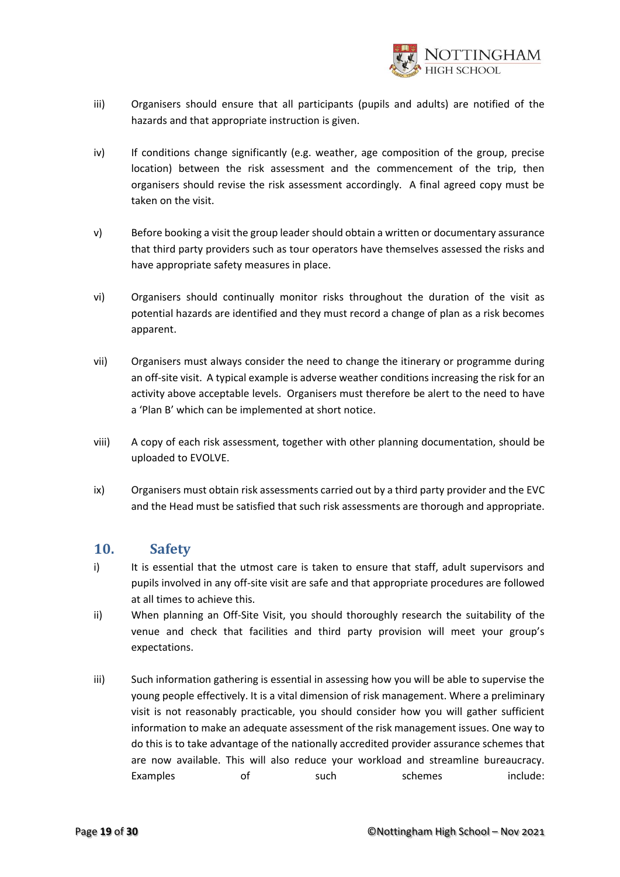iii) Organisers should ensure that all participants (pupils and adults) are notified of the hazards and that appropriate instruction is given.

iv) If conditions change significantly (e.g. weather, age composition of the group, precise location) between the risk assessment and the commencement of the trip, then organisers should revise the risk assessment accordingly. A final agreed copy must be taken on the visit.

v) Before booking a visit the group leader should obtain a written or documentary assurance that third party providers such as tour operators have themselves assessed the risks and have appropriate safety measures in place.

vi) Organisers should continually monitor risks throughout the duration of the visit as potential hazards are identified and they must record a change of plan as a risk becomes apparent.

vii) Organisers must always consider the need to change the itinerary or programme during an off-site visit. A typical example is adverse weather conditions increasing the risk for an activity above acceptable levels. Organisers must therefore be alert to the need to have a 'Plan B' which can be implemented at short notice.

viii) A copy of each risk assessment, together with other planning documentation, should be uploaded to EVOLVE.

ix) Organisers must obtain risk assessments carried out by a third party provider and the EVC and the Head must be satisfied that such risk assessments are thorough and appropriate.

## 10. Safety

i) It is essential that the utmost care is taken to ensure that staff, adult supervisors and pupils involved in any off-site visit are safe and that appropriate procedures are followed at all times to achieve this.

ii) When planning an Off-Site Visit, you should thoroughly research the suitability of the venue and check that facilities and third party provision will meet your group's expectations.

iii) Such information gathering is essential in assessing how you will be able to supervise the young people effectively. It is a vital dimension of risk management. Where a preliminary visit is not reasonably practicable, you should consider how you will gather sufficient information to make an adequate assessment of the risk management issues. One way to do this is to take advantage of the nationally accredited provider assurance schemes that are now available. This will also reduce your workload and streamline bureaucracy. Examples of such schemes include: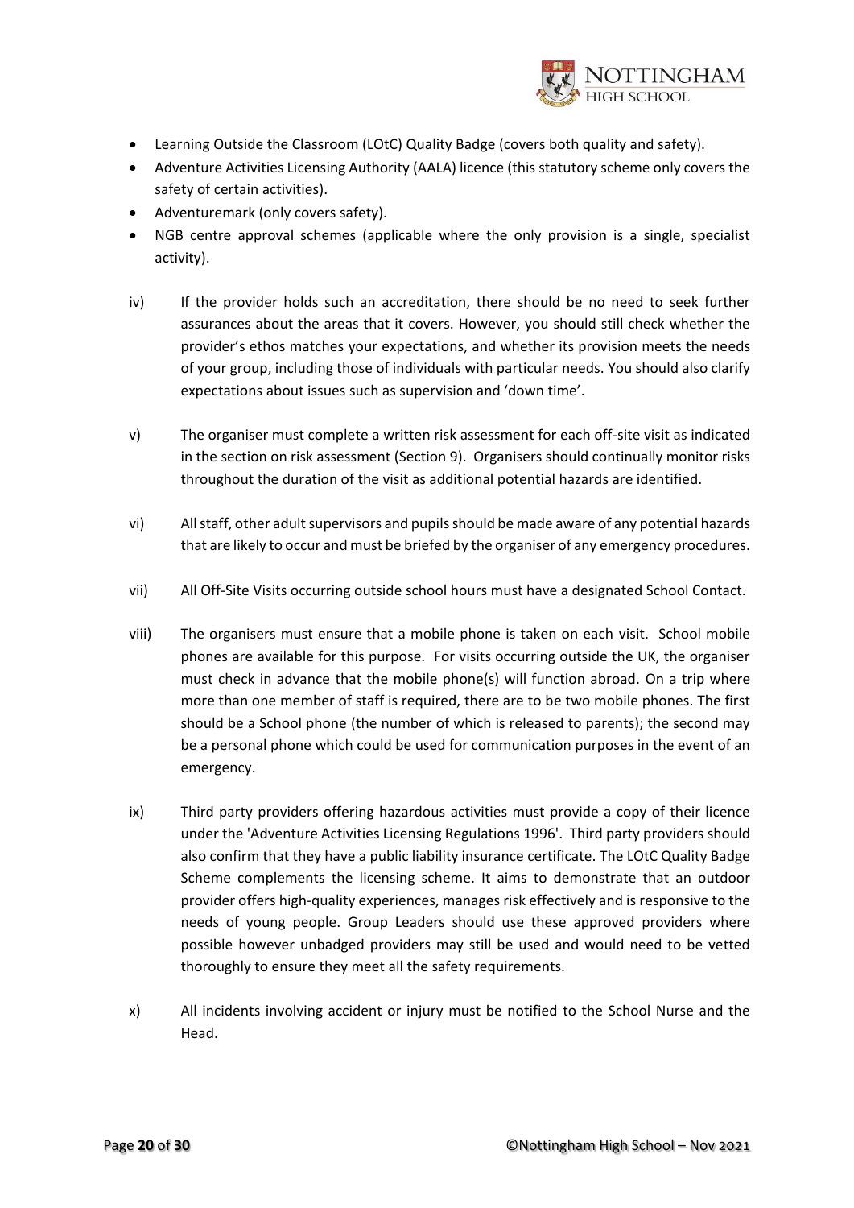- Learning Outside the Classroom (LOtC) Quality Badge (covers both quality and safety).
- Adventure Activities Licensing Authority (AALA) licence (this statutory scheme only covers the safety of certain activities).
- Adventuremark (only covers safety).
- NGB centre approval schemes (applicable where the only provision is a single, specialist activity).

iv) If the provider holds such an accreditation, there should be no need to seek further assurances about the areas that it covers. However, you should still check whether the provider's ethos matches your expectations, and whether its provision meets the needs of your group, including those of individuals with particular needs. You should also clarify expectations about issues such as supervision and 'down time'.

v) The organiser must complete a written risk assessment for each off-site visit as indicated in the section on risk assessment (Section 9). Organisers should continually monitor risks throughout the duration of the visit as additional potential hazards are identified.

vi) All staff, other adult supervisors and pupils should be made aware of any potential hazards that are likely to occur and must be briefed by the organiser of any emergency procedures.

vii) All Off-Site Visits occurring outside school hours must have a designated School Contact.

viii) The organisers must ensure that a mobile phone is taken on each visit. School mobile phones are available for this purpose. For visits occurring outside the UK, the organiser must check in advance that the mobile phone(s) will function abroad. On a trip where more than one member of staff is required, there are to be two mobile phones. The first should be a School phone (the number of which is released to parents); the second may be a personal phone which could be used for communication purposes in the event of an emergency.

ix) Third party providers offering hazardous activities must provide a copy of their licence under the 'Adventure Activities Licensing Regulations 1996'. Third party providers should also confirm that they have a public liability insurance certificate. The LOtC Quality Badge Scheme complements the licensing scheme. It aims to demonstrate that an outdoor provider offers high-quality experiences, manages risk effectively and is responsive to the needs of young people. Group Leaders should use these approved providers where possible however unbadged providers may still be used and would need to be vetted thoroughly to ensure they meet all the safety requirements.

x) All incidents involving accident or injury must be notified to the School Nurse and the Head.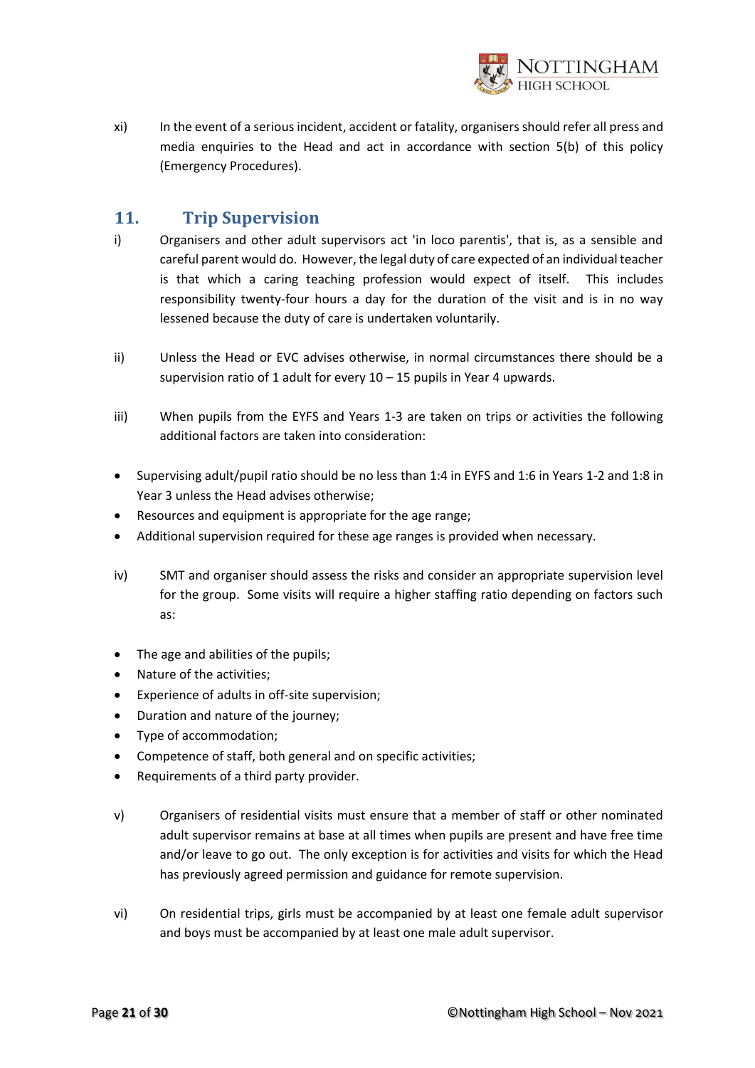xi) In the event of a serious incident, accident or fatality, organisers should refer all press and media enquiries to the Head and act in accordance with section 5(b) of this policy (Emergency Procedures).

## 11. Trip Supervision

i) Organisers and other adult supervisors act 'in loco parentis', that is, as a sensible and careful parent would do. However, the legal duty of care expected of an individual teacher is that which a caring teaching profession would expect of itself. This includes responsibility twenty-four hours a day for the duration of the visit and is in no way lessened because the duty of care is undertaken voluntarily.

ii) Unless the Head or EVC advises otherwise, in normal circumstances there should be a supervision ratio of 1 adult for every 10 – 15 pupils in Year 4 upwards.

iii) When pupils from the EYFS and Years 1-3 are taken on trips or activities the following additional factors are taken into consideration:

- Supervising adult/pupil ratio should be no less than 1:4 in EYFS and 1:6 in Years 1-2 and 1:8 in Year 3 unless the Head advises otherwise;
- Resources and equipment is appropriate for the age range;
- Additional supervision required for these age ranges is provided when necessary.

iv) SMT and organiser should assess the risks and consider an appropriate supervision level for the group. Some visits will require a higher staffing ratio depending on factors such as:

- The age and abilities of the pupils;
- Nature of the activities;
- Experience of adults in off-site supervision;
- Duration and nature of the journey;
- Type of accommodation;
- Competence of staff, both general and on specific activities;
- Requirements of a third party provider.

v) Organisers of residential visits must ensure that a member of staff or other nominated adult supervisor remains at base at all times when pupils are present and have free time and/or leave to go out. The only exception is for activities and visits for which the Head has previously agreed permission and guidance for remote supervision.

vi) On residential trips, girls must be accompanied by at least one female adult supervisor and boys must be accompanied by at least one male adult supervisor.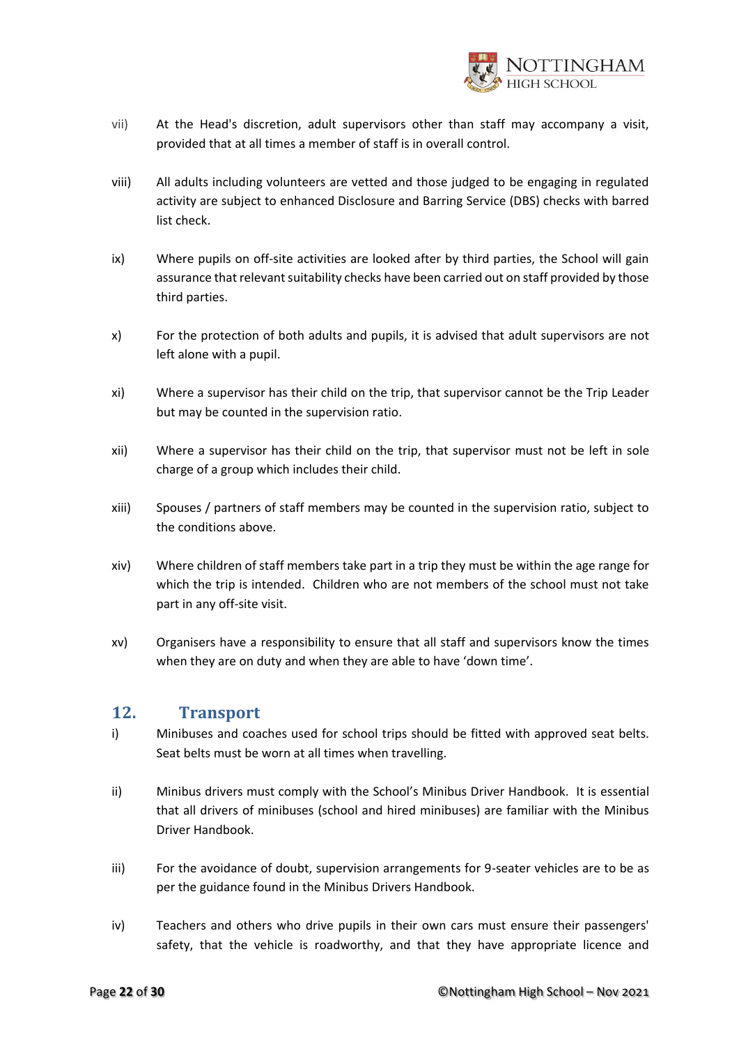vii) At the Head's discretion, adult supervisors other than staff may accompany a visit, provided that at all times a member of staff is in overall control.

viii) All adults including volunteers are vetted and those judged to be engaging in regulated activity are subject to enhanced Disclosure and Barring Service (DBS) checks with barred list check.

ix) Where pupils on off-site activities are looked after by third parties, the School will gain assurance that relevant suitability checks have been carried out on staff provided by those third parties.

x) For the protection of both adults and pupils, it is advised that adult supervisors are not left alone with a pupil.

xi) Where a supervisor has their child on the trip, that supervisor cannot be the Trip Leader but may be counted in the supervision ratio.

xii) Where a supervisor has their child on the trip, that supervisor must not be left in sole charge of a group which includes their child.

xiii) Spouses / partners of staff members may be counted in the supervision ratio, subject to the conditions above.

xiv) Where children of staff members take part in a trip they must be within the age range for which the trip is intended. Children who are not members of the school must not take part in any off-site visit.

xv) Organisers have a responsibility to ensure that all staff and supervisors know the times when they are on duty and when they are able to have 'down time'.

## 12. Transport

i) Minibuses and coaches used for school trips should be fitted with approved seat belts. Seat belts must be worn at all times when travelling.

ii) Minibus drivers must comply with the School's Minibus Driver Handbook. It is essential that all drivers of minibuses (school and hired minibuses) are familiar with the Minibus Driver Handbook.

iii) For the avoidance of doubt, supervision arrangements for 9-seater vehicles are to be as per the guidance found in the Minibus Drivers Handbook.

iv) Teachers and others who drive pupils in their own cars must ensure their passengers' safety, that the vehicle is roadworthy, and that they have appropriate licence and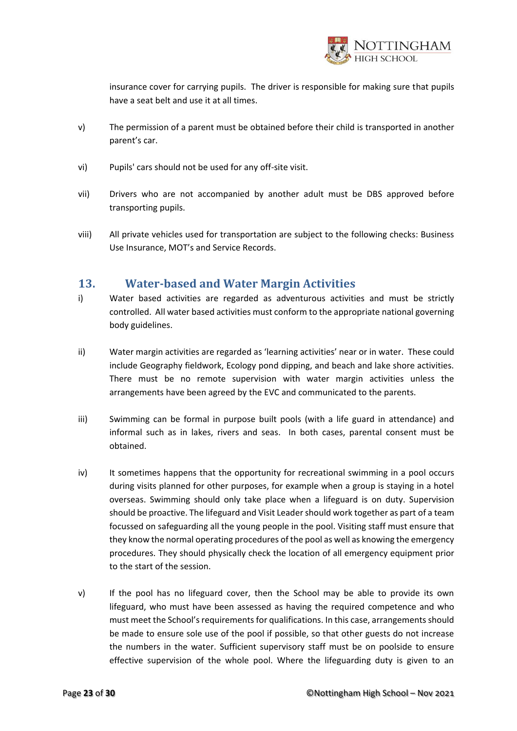insurance cover for carrying pupils. The driver is responsible for making sure that pupils have a seat belt and use it at all times.

v) The permission of a parent must be obtained before their child is transported in another parent's car.

vi) Pupils' cars should not be used for any off-site visit.

vii) Drivers who are not accompanied by another adult must be DBS approved before transporting pupils.

viii) All private vehicles used for transportation are subject to the following checks: Business Use Insurance, MOT's and Service Records.

## 13. Water-based and Water Margin Activities

i) Water based activities are regarded as adventurous activities and must be strictly controlled. All water based activities must conform to the appropriate national governing body guidelines.

ii) Water margin activities are regarded as 'learning activities' near or in water. These could include Geography fieldwork, Ecology pond dipping, and beach and lake shore activities. There must be no remote supervision with water margin activities unless the arrangements have been agreed by the EVC and communicated to the parents.

iii) Swimming can be formal in purpose built pools (with a life guard in attendance) and informal such as in lakes, rivers and seas. In both cases, parental consent must be obtained.

iv) It sometimes happens that the opportunity for recreational swimming in a pool occurs during visits planned for other purposes, for example when a group is staying in a hotel overseas. Swimming should only take place when a lifeguard is on duty. Supervision should be proactive. The lifeguard and Visit Leader should work together as part of a team focussed on safeguarding all the young people in the pool. Visiting staff must ensure that they know the normal operating procedures of the pool as well as knowing the emergency procedures. They should physically check the location of all emergency equipment prior to the start of the session.

v) If the pool has no lifeguard cover, then the School may be able to provide its own lifeguard, who must have been assessed as having the required competence and who must meet the School's requirements for qualifications. In this case, arrangements should be made to ensure sole use of the pool if possible, so that other guests do not increase the numbers in the water. Sufficient supervisory staff must be on poolside to ensure effective supervision of the whole pool. Where the lifeguarding duty is given to an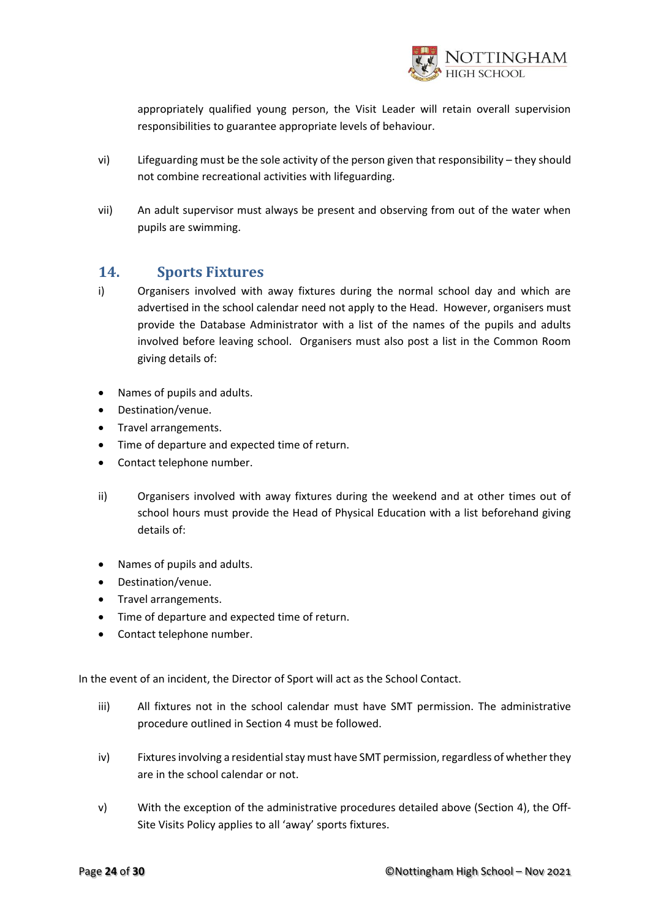appropriately qualified young person, the Visit Leader will retain overall supervision responsibilities to guarantee appropriate levels of behaviour.

vi) Lifeguarding must be the sole activity of the person given that responsibility – they should not combine recreational activities with lifeguarding.

vii) An adult supervisor must always be present and observing from out of the water when pupils are swimming.

## 14. Sports Fixtures

i) Organisers involved with away fixtures during the normal school day and which are advertised in the school calendar need not apply to the Head. However, organisers must provide the Database Administrator with a list of the names of the pupils and adults involved before leaving school. Organisers must also post a list in the Common Room giving details of:

- Names of pupils and adults.
- Destination/venue.
- Travel arrangements.
- Time of departure and expected time of return.
- Contact telephone number.

ii) Organisers involved with away fixtures during the weekend and at other times out of school hours must provide the Head of Physical Education with a list beforehand giving details of:

- Names of pupils and adults.
- Destination/venue.
- Travel arrangements.
- Time of departure and expected time of return.
- Contact telephone number.

In the event of an incident, the Director of Sport will act as the School Contact.

iii) All fixtures not in the school calendar must have SMT permission. The administrative procedure outlined in Section 4 must be followed.

iv) Fixtures involving a residential stay must have SMT permission, regardless of whether they are in the school calendar or not.

v) With the exception of the administrative procedures detailed above (Section 4), the Off-Site Visits Policy applies to all 'away' sports fixtures.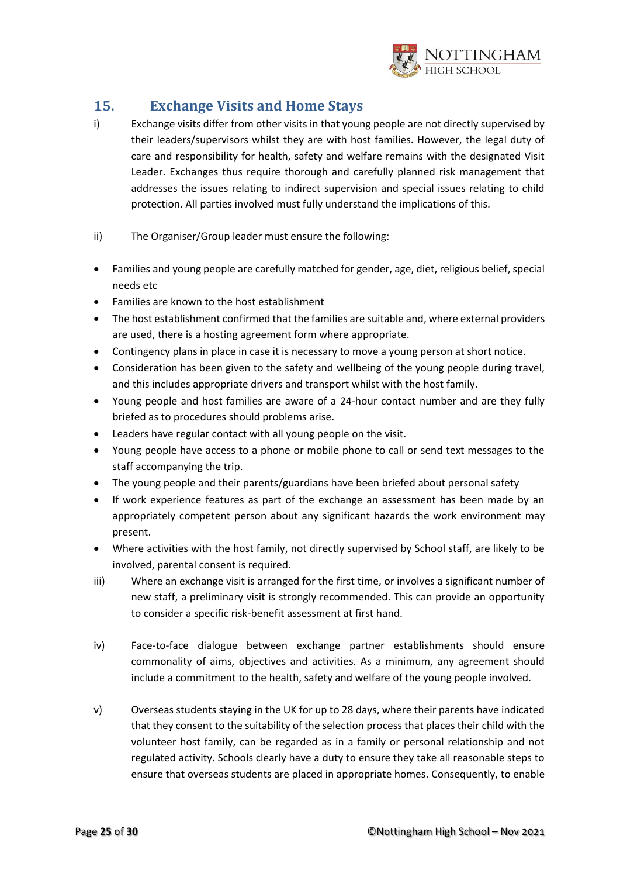## 15. Exchange Visits and Home Stays

i) Exchange visits differ from other visits in that young people are not directly supervised by their leaders/supervisors whilst they are with host families. However, the legal duty of care and responsibility for health, safety and welfare remains with the designated Visit Leader. Exchanges thus require thorough and carefully planned risk management that addresses the issues relating to indirect supervision and special issues relating to child protection. All parties involved must fully understand the implications of this.

ii) The Organiser/Group leader must ensure the following:

- Families and young people are carefully matched for gender, age, diet, religious belief, special needs etc
- Families are known to the host establishment
- The host establishment confirmed that the families are suitable and, where external providers are used, there is a hosting agreement form where appropriate.
- Contingency plans in place in case it is necessary to move a young person at short notice.
- Consideration has been given to the safety and wellbeing of the young people during travel, and this includes appropriate drivers and transport whilst with the host family.
- Young people and host families are aware of a 24-hour contact number and are they fully briefed as to procedures should problems arise.
- Leaders have regular contact with all young people on the visit.
- Young people have access to a phone or mobile phone to call or send text messages to the staff accompanying the trip.
- The young people and their parents/guardians have been briefed about personal safety
- If work experience features as part of the exchange an assessment has been made by an appropriately competent person about any significant hazards the work environment may present.
- Where activities with the host family, not directly supervised by School staff, are likely to be involved, parental consent is required.

iii) Where an exchange visit is arranged for the first time, or involves a significant number of new staff, a preliminary visit is strongly recommended. This can provide an opportunity to consider a specific risk-benefit assessment at first hand.

iv) Face-to-face dialogue between exchange partner establishments should ensure commonality of aims, objectives and activities. As a minimum, any agreement should include a commitment to the health, safety and welfare of the young people involved.

v) Overseas students staying in the UK for up to 28 days, where their parents have indicated that they consent to the suitability of the selection process that places their child with the volunteer host family, can be regarded as in a family or personal relationship and not regulated activity. Schools clearly have a duty to ensure they take all reasonable steps to ensure that overseas students are placed in appropriate homes. Consequently, to enable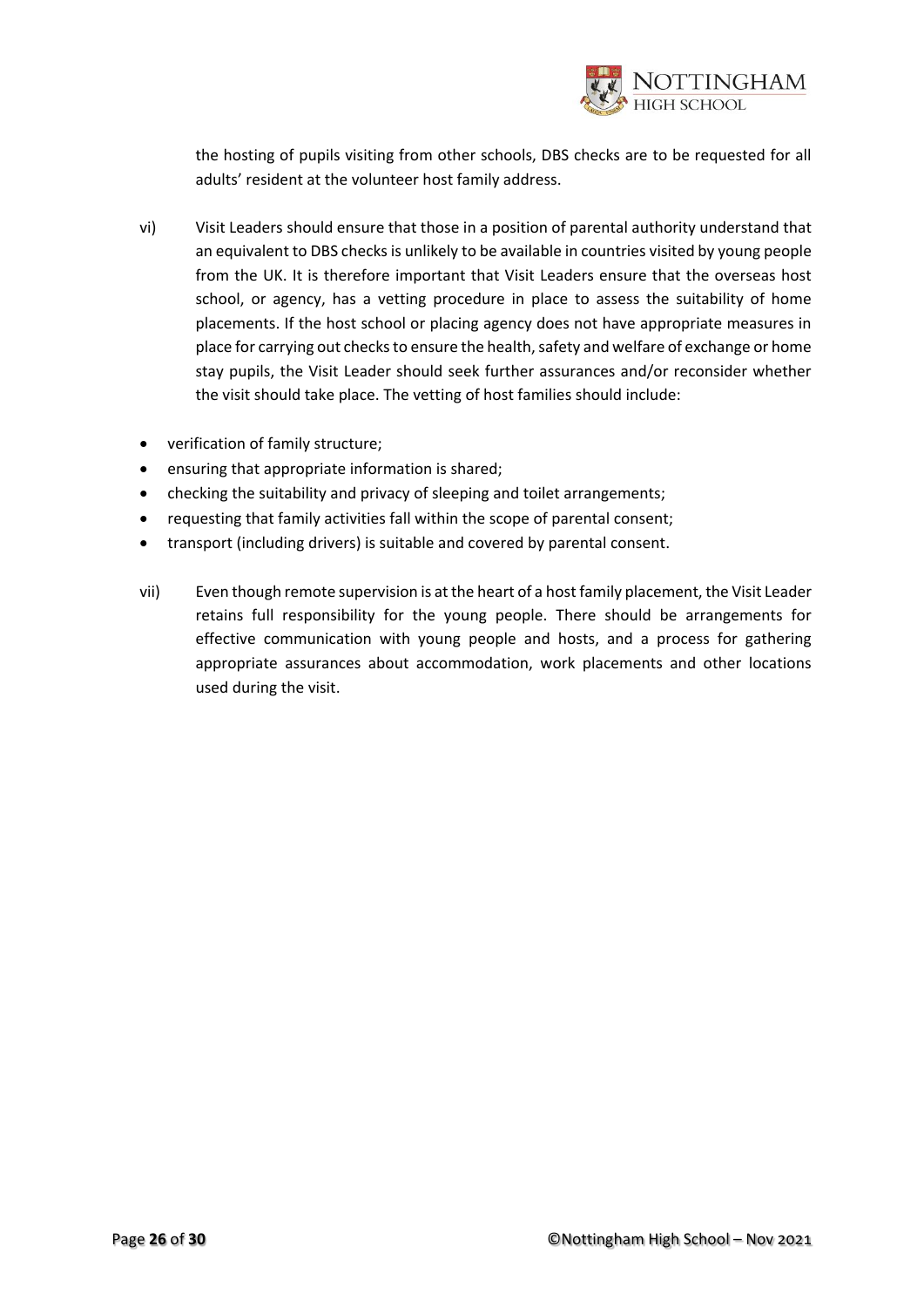the hosting of pupils visiting from other schools, DBS checks are to be requested for all adults' resident at the volunteer host family address.

vi) Visit Leaders should ensure that those in a position of parental authority understand that an equivalent to DBS checks is unlikely to be available in countries visited by young people from the UK. It is therefore important that Visit Leaders ensure that the overseas host school, or agency, has a vetting procedure in place to assess the suitability of home placements. If the host school or placing agency does not have appropriate measures in place for carrying out checks to ensure the health, safety and welfare of exchange or home stay pupils, the Visit Leader should seek further assurances and/or reconsider whether the visit should take place. The vetting of host families should include:

- verification of family structure;
- ensuring that appropriate information is shared;
- checking the suitability and privacy of sleeping and toilet arrangements;
- requesting that family activities fall within the scope of parental consent;
- transport (including drivers) is suitable and covered by parental consent.

vii) Even though remote supervision is at the heart of a host family placement, the Visit Leader retains full responsibility for the young people. There should be arrangements for effective communication with young people and hosts, and a process for gathering appropriate assurances about accommodation, work placements and other locations used during the visit.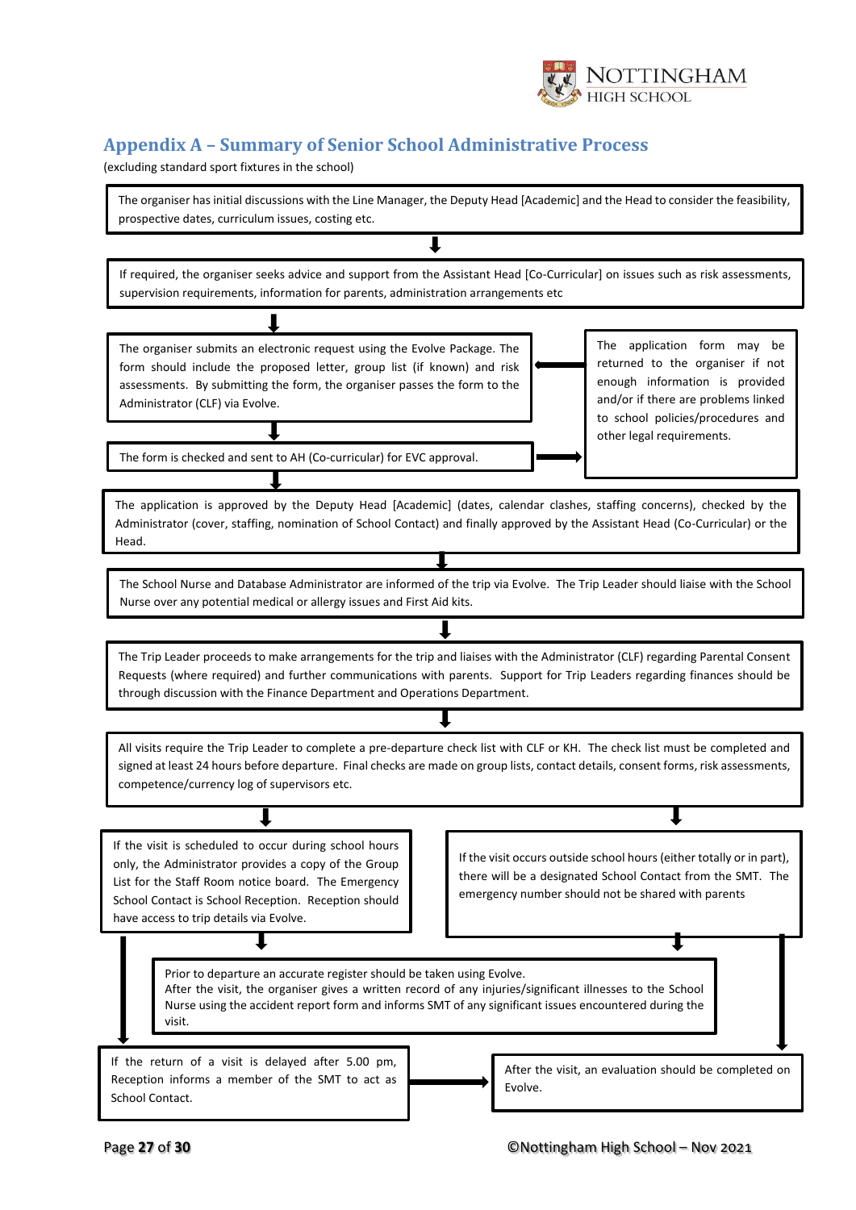## Appendix A – Summary of Senior School Administrative Process

(excluding standard sport fixtures in the school)

The organiser has initial discussions with the Line Manager, the Deputy Head [Academic] and the Head to consider the feasibility, prospective dates, curriculum issues, costing etc.

↓

If required, the organiser seeks advice and support from the Assistant Head [Co-Curricular] on issues such as risk assessments, supervision requirements, information for parents, administration arrangements etc

↓

The organiser submits an electronic request using the Evolve Package. The form should include the proposed letter, group list (if known) and risk assessments. By submitting the form, the organiser passes the form to the Administrator (CLF) via Evolve.

↓

The form is checked and sent to AH (Co-curricular) for EVC approval.

→ The application form may be returned to the organiser if not enough information is provided and/or if there are problems linked to school policies/procedures and other legal requirements. (→ returned to the organiser's electronic request step)

↓

The application is approved by the Deputy Head [Academic] (dates, calendar clashes, staffing concerns), checked by the Administrator (cover, staffing, nomination of School Contact) and finally approved by the Assistant Head (Co-Curricular) or the Head.

↓

The School Nurse and Database Administrator are informed of the trip via Evolve. The Trip Leader should liaise with the School Nurse over any potential medical or allergy issues and First Aid kits.

↓

The Trip Leader proceeds to make arrangements for the trip and liaises with the Administrator (CLF) regarding Parental Consent Requests (where required) and further communications with parents. Support for Trip Leaders regarding finances should be through discussion with the Finance Department and Operations Department.

↓

All visits require the Trip Leader to complete a pre-departure check list with CLF or KH. The check list must be completed and signed at least 24 hours before departure. Final checks are made on group lists, contact details, consent forms, risk assessments, competence/currency log of supervisors etc.

↓

- If the visit is scheduled to occur during school hours only, the Administrator provides a copy of the Group List for the Staff Room notice board. The Emergency School Contact is School Reception. Reception should have access to trip details via Evolve.
- If the visit occurs outside school hours (either totally or in part), there will be a designated School Contact from the SMT. The emergency number should not be shared with parents

↓

Prior to departure an accurate register should be taken using Evolve.
After the visit, the organiser gives a written record of any injuries/significant illnesses to the School Nurse using the accident report form and informs SMT of any significant issues encountered during the visit.

↓

If the return of a visit is delayed after 5.00 pm, Reception informs a member of the SMT to act as School Contact.

→

After the visit, an evaluation should be completed on Evolve.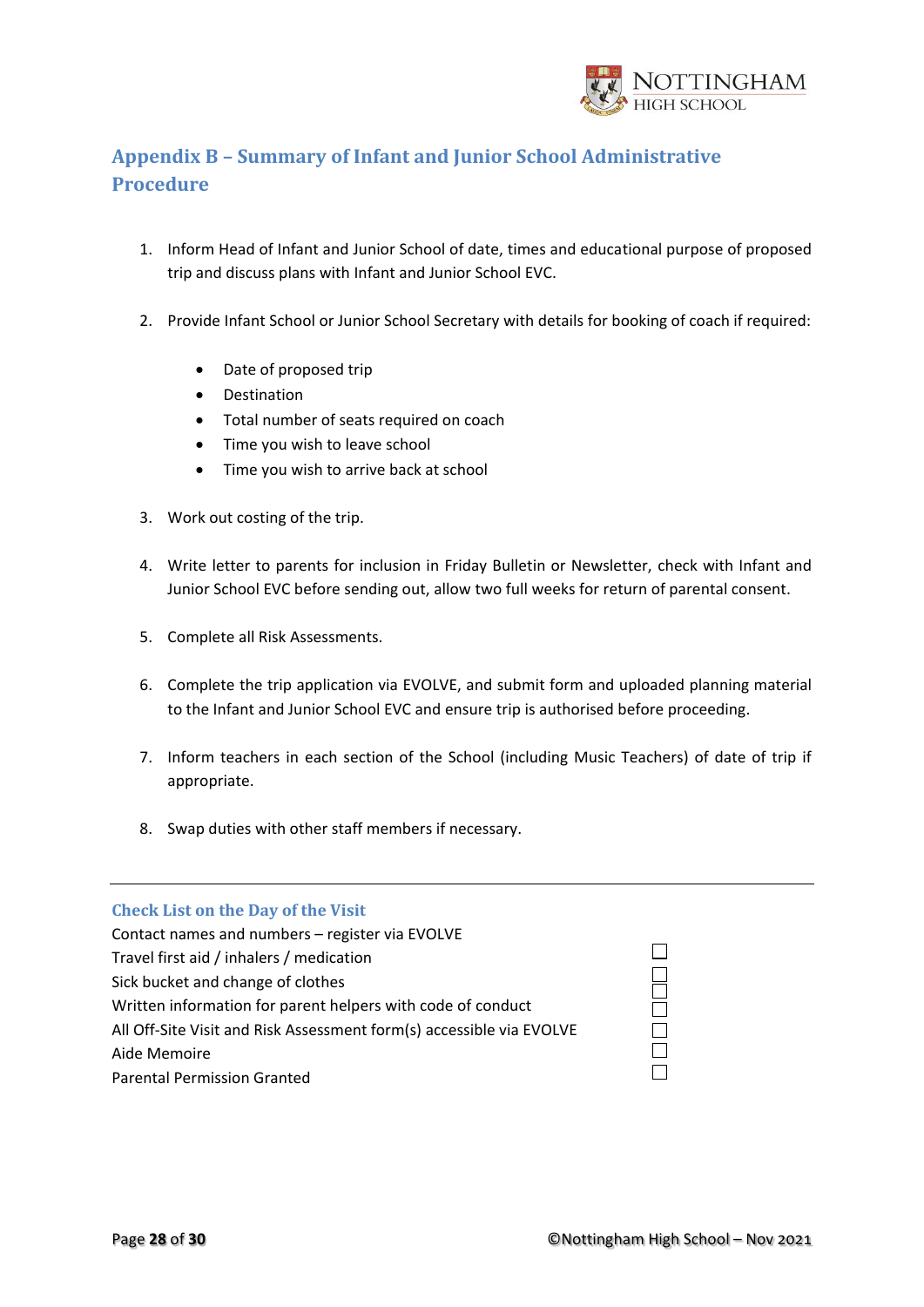## Appendix B – Summary of Infant and Junior School Administrative Procedure

1. Inform Head of Infant and Junior School of date, times and educational purpose of proposed trip and discuss plans with Infant and Junior School EVC.
2. Provide Infant School or Junior School Secretary with details for booking of coach if required:
   - Date of proposed trip
   - Destination
   - Total number of seats required on coach
   - Time you wish to leave school
   - Time you wish to arrive back at school
3. Work out costing of the trip.
4. Write letter to parents for inclusion in Friday Bulletin or Newsletter, check with Infant and Junior School EVC before sending out, allow two full weeks for return of parental consent.
5. Complete all Risk Assessments.
6. Complete the trip application via EVOLVE, and submit form and uploaded planning material to the Infant and Junior School EVC and ensure trip is authorised before proceeding.
7. Inform teachers in each section of the School (including Music Teachers) of date of trip if appropriate.
8. Swap duties with other staff members if necessary.

---

### Check List on the Day of the Visit

- ☐ Contact names and numbers – register via EVOLVE
- ☐ Travel first aid / inhalers / medication
- ☐ Sick bucket and change of clothes
- ☐ Written information for parent helpers with code of conduct
- ☐ All Off-Site Visit and Risk Assessment form(s) accessible via EVOLVE
- ☐ Aide Memoire
- ☐ Parental Permission Granted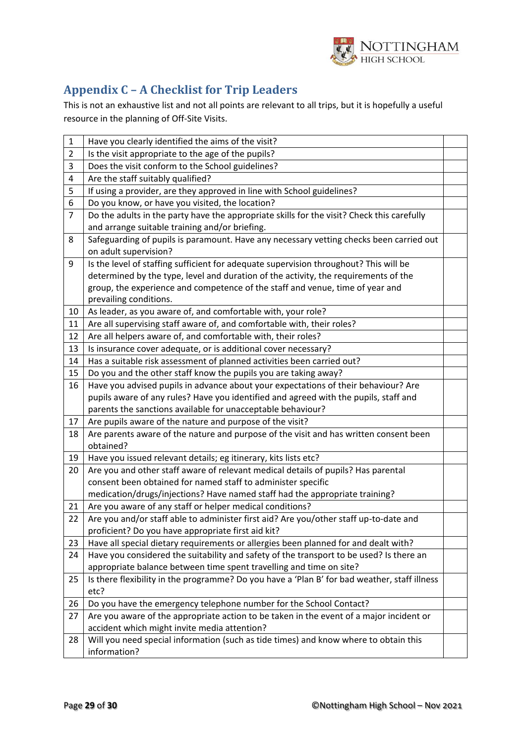## Appendix C – A Checklist for Trip Leaders

This is not an exhaustive list and not all points are relevant to all trips, but it is hopefully a useful resource in the planning of Off-Site Visits.

| | | |
|---|---|---|
| 1 | Have you clearly identified the aims of the visit? | |
| 2 | Is the visit appropriate to the age of the pupils? | |
| 3 | Does the visit conform to the School guidelines? | |
| 4 | Are the staff suitably qualified? | |
| 5 | If using a provider, are they approved in line with School guidelines? | |
| 6 | Do you know, or have you visited, the location? | |
| 7 | Do the adults in the party have the appropriate skills for the visit? Check this carefully and arrange suitable training and/or briefing. | |
| 8 | Safeguarding of pupils is paramount. Have any necessary vetting checks been carried out on adult supervision? | |
| 9 | Is the level of staffing sufficient for adequate supervision throughout? This will be determined by the type, level and duration of the activity, the requirements of the group, the experience and competence of the staff and venue, time of year and prevailing conditions. | |
| 10 | As leader, as you aware of, and comfortable with, your role? | |
| 11 | Are all supervising staff aware of, and comfortable with, their roles? | |
| 12 | Are all helpers aware of, and comfortable with, their roles? | |
| 13 | Is insurance cover adequate, or is additional cover necessary? | |
| 14 | Has a suitable risk assessment of planned activities been carried out? | |
| 15 | Do you and the other staff know the pupils you are taking away? | |
| 16 | Have you advised pupils in advance about your expectations of their behaviour? Are pupils aware of any rules? Have you identified and agreed with the pupils, staff and parents the sanctions available for unacceptable behaviour? | |
| 17 | Are pupils aware of the nature and purpose of the visit? | |
| 18 | Are parents aware of the nature and purpose of the visit and has written consent been obtained? | |
| 19 | Have you issued relevant details; eg itinerary, kits lists etc? | |
| 20 | Are you and other staff aware of relevant medical details of pupils? Has parental consent been obtained for named staff to administer specific medication/drugs/injections? Have named staff had the appropriate training? | |
| 21 | Are you aware of any staff or helper medical conditions? | |
| 22 | Are you and/or staff able to administer first aid? Are you/other staff up-to-date and proficient? Do you have appropriate first aid kit? | |
| 23 | Have all special dietary requirements or allergies been planned for and dealt with? | |
| 24 | Have you considered the suitability and safety of the transport to be used? Is there an appropriate balance between time spent travelling and time on site? | |
| 25 | Is there flexibility in the programme? Do you have a 'Plan B' for bad weather, staff illness etc? | |
| 26 | Do you have the emergency telephone number for the School Contact? | |
| 27 | Are you aware of the appropriate action to be taken in the event of a major incident or accident which might invite media attention? | |
| 28 | Will you need special information (such as tide times) and know where to obtain this information? | |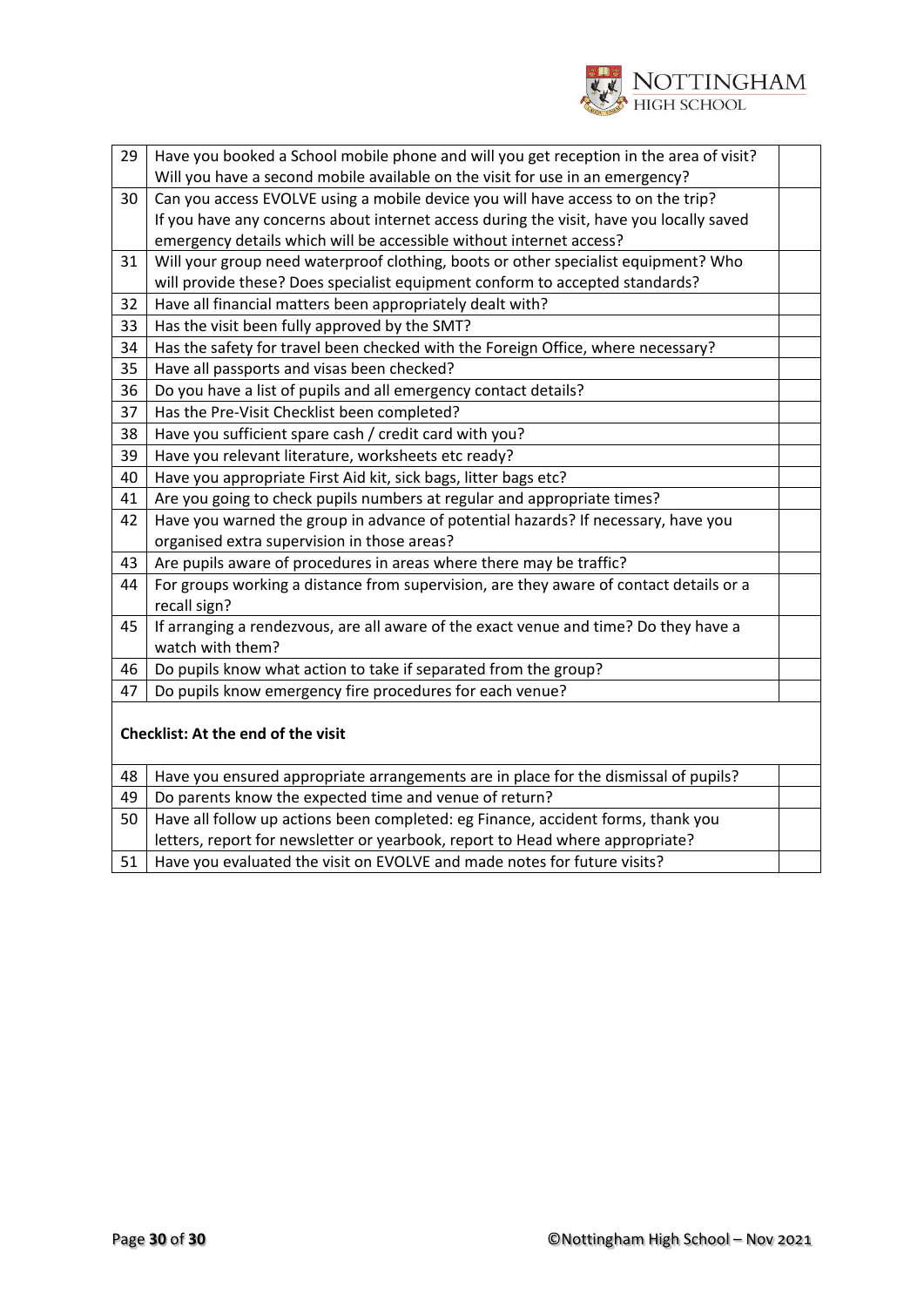| | | |
|---|---|---|
| 29 | Have you booked a School mobile phone and will you get reception in the area of visit? Will you have a second mobile available on the visit for use in an emergency? | |
| 30 | Can you access EVOLVE using a mobile device you will have access to on the trip? If you have any concerns about internet access during the visit, have you locally saved emergency details which will be accessible without internet access? | |
| 31 | Will your group need waterproof clothing, boots or other specialist equipment? Who will provide these? Does specialist equipment conform to accepted standards? | |
| 32 | Have all financial matters been appropriately dealt with? | |
| 33 | Has the visit been fully approved by the SMT? | |
| 34 | Has the safety for travel been checked with the Foreign Office, where necessary? | |
| 35 | Have all passports and visas been checked? | |
| 36 | Do you have a list of pupils and all emergency contact details? | |
| 37 | Has the Pre-Visit Checklist been completed? | |
| 38 | Have you sufficient spare cash / credit card with you? | |
| 39 | Have you relevant literature, worksheets etc ready? | |
| 40 | Have you appropriate First Aid kit, sick bags, litter bags etc? | |
| 41 | Are you going to check pupils numbers at regular and appropriate times? | |
| 42 | Have you warned the group in advance of potential hazards? If necessary, have you organised extra supervision in those areas? | |
| 43 | Are pupils aware of procedures in areas where there may be traffic? | |
| 44 | For groups working a distance from supervision, are they aware of contact details or a recall sign? | |
| 45 | If arranging a rendezvous, are all aware of the exact venue and time? Do they have a watch with them? | |
| 46 | Do pupils know what action to take if separated from the group? | |
| 47 | Do pupils know emergency fire procedures for each venue? | |

**Checklist: At the end of the visit**

| | | |
|---|---|---|
| 48 | Have you ensured appropriate arrangements are in place for the dismissal of pupils? | |
| 49 | Do parents know the expected time and venue of return? | |
| 50 | Have all follow up actions been completed: eg Finance, accident forms, thank you letters, report for newsletter or yearbook, report to Head where appropriate? | |
| 51 | Have you evaluated the visit on EVOLVE and made notes for future visits? | |